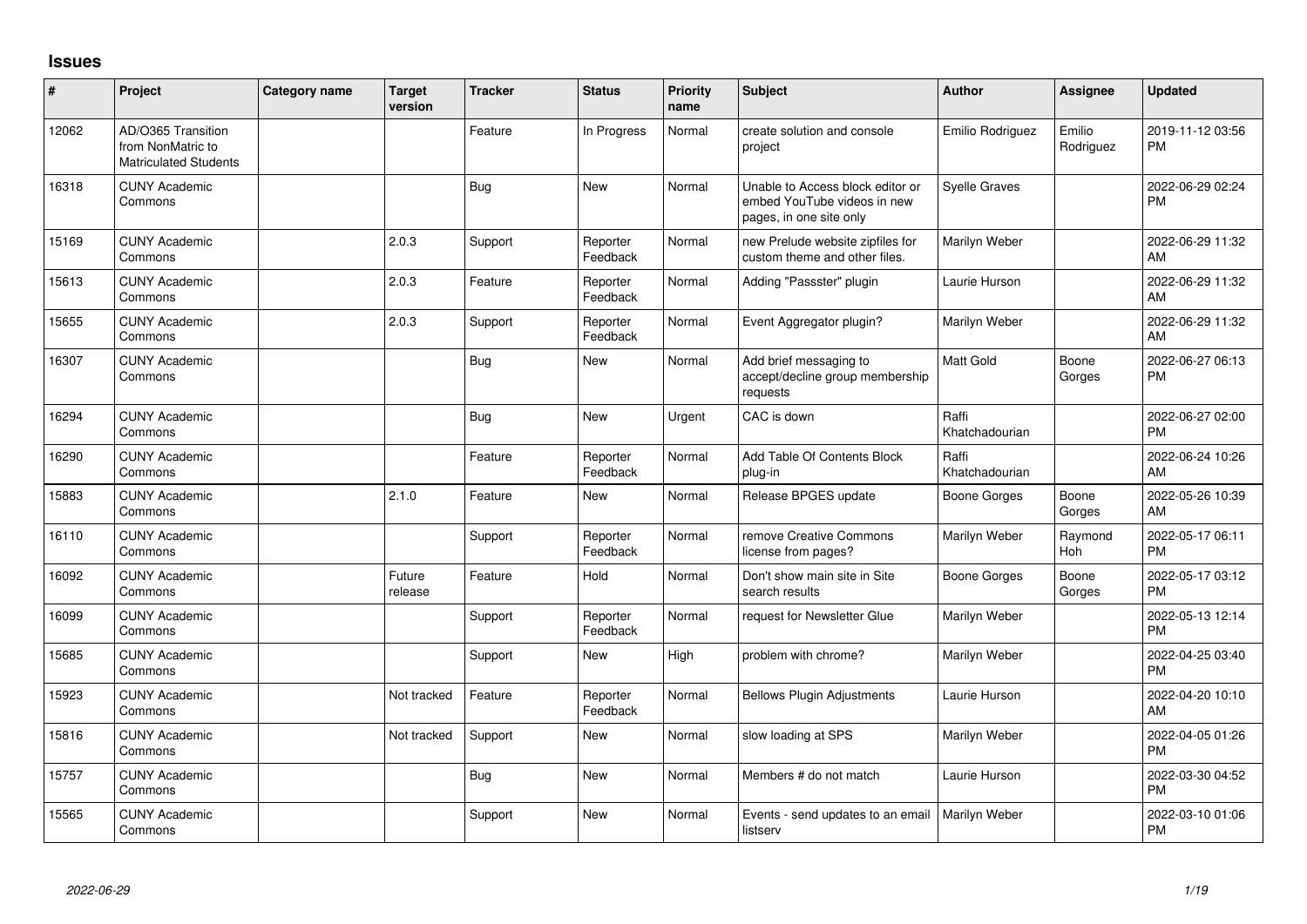# Issues

| # | Project | Category name | Target version | Tracker | Status | Priority name | Subject | Author | Assignee | Updated |
|---|---|---|---|---|---|---|---|---|---|---|
| 12062 | AD/O365 Transition from NonMatric to Matriculated Students | | | Feature | In Progress | Normal | create solution and console project | Emilio Rodriguez | Emilio Rodriguez | 2019-11-12 03:56 PM |
| 16318 | CUNY Academic Commons | | | Bug | New | Normal | Unable to Access block editor or embed YouTube videos in new pages, in one site only | Syelle Graves | | 2022-06-29 02:24 PM |
| 15169 | CUNY Academic Commons | | 2.0.3 | Support | Reporter Feedback | Normal | new Prelude website zipfiles for custom theme and other files. | Marilyn Weber | | 2022-06-29 11:32 AM |
| 15613 | CUNY Academic Commons | | 2.0.3 | Feature | Reporter Feedback | Normal | Adding "Passster" plugin | Laurie Hurson | | 2022-06-29 11:32 AM |
| 15655 | CUNY Academic Commons | | 2.0.3 | Support | Reporter Feedback | Normal | Event Aggregator plugin? | Marilyn Weber | | 2022-06-29 11:32 AM |
| 16307 | CUNY Academic Commons | | | Bug | New | Normal | Add brief messaging to accept/decline group membership requests | Matt Gold | Boone Gorges | 2022-06-27 06:13 PM |
| 16294 | CUNY Academic Commons | | | Bug | New | Urgent | CAC is down | Raffi Khatchadourian | | 2022-06-27 02:00 PM |
| 16290 | CUNY Academic Commons | | | Feature | Reporter Feedback | Normal | Add Table Of Contents Block plug-in | Raffi Khatchadourian | | 2022-06-24 10:26 AM |
| 15883 | CUNY Academic Commons | | 2.1.0 | Feature | New | Normal | Release BPGES update | Boone Gorges | Boone Gorges | 2022-05-26 10:39 AM |
| 16110 | CUNY Academic Commons | | | Support | Reporter Feedback | Normal | remove Creative Commons license from pages? | Marilyn Weber | Raymond Hoh | 2022-05-17 06:11 PM |
| 16092 | CUNY Academic Commons | | Future release | Feature | Hold | Normal | Don't show main site in Site search results | Boone Gorges | Boone Gorges | 2022-05-17 03:12 PM |
| 16099 | CUNY Academic Commons | | | Support | Reporter Feedback | Normal | request for Newsletter Glue | Marilyn Weber | | 2022-05-13 12:14 PM |
| 15685 | CUNY Academic Commons | | | Support | New | High | problem with chrome? | Marilyn Weber | | 2022-04-25 03:40 PM |
| 15923 | CUNY Academic Commons | | Not tracked | Feature | Reporter Feedback | Normal | Bellows Plugin Adjustments | Laurie Hurson | | 2022-04-20 10:10 AM |
| 15816 | CUNY Academic Commons | | Not tracked | Support | New | Normal | slow loading at SPS | Marilyn Weber | | 2022-04-05 01:26 PM |
| 15757 | CUNY Academic Commons | | | Bug | New | Normal | Members # do not match | Laurie Hurson | | 2022-03-30 04:52 PM |
| 15565 | CUNY Academic Commons | | | Support | New | Normal | Events - send updates to an email listserv | Marilyn Weber | | 2022-03-10 01:06 PM |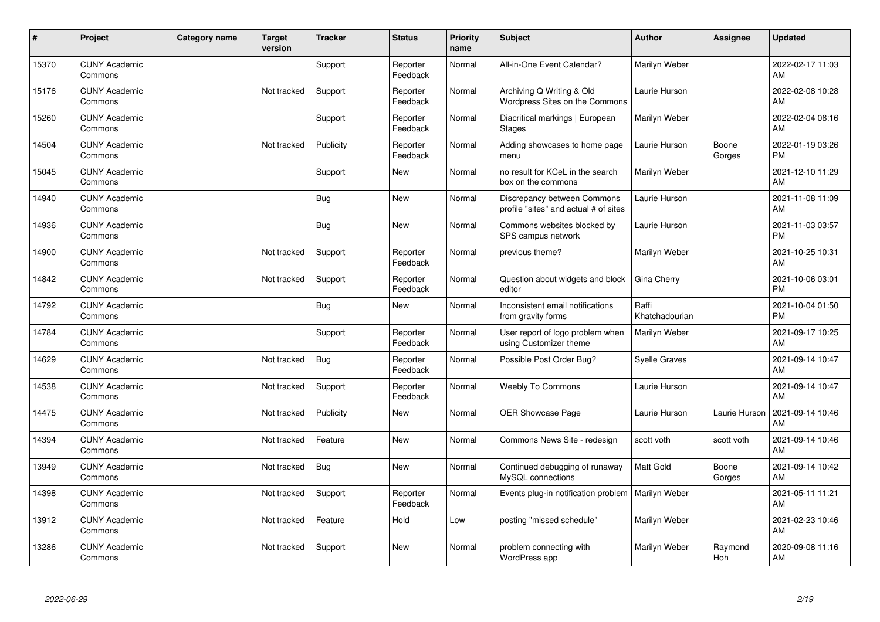| # | Project | Category name | Target version | Tracker | Status | Priority name | Subject | Author | Assignee | Updated |
|---|---|---|---|---|---|---|---|---|---|---|
| 15370 | CUNY Academic Commons | | | Support | Reporter Feedback | Normal | All-in-One Event Calendar? | Marilyn Weber | | 2022-02-17 11:03 AM |
| 15176 | CUNY Academic Commons | | Not tracked | Support | Reporter Feedback | Normal | Archiving Q Writing & Old Wordpress Sites on the Commons | Laurie Hurson | | 2022-02-08 10:28 AM |
| 15260 | CUNY Academic Commons | | | Support | Reporter Feedback | Normal | Diacritical markings \| European Stages | Marilyn Weber | | 2022-02-04 08:16 AM |
| 14504 | CUNY Academic Commons | | Not tracked | Publicity | Reporter Feedback | Normal | Adding showcases to home page menu | Laurie Hurson | Boone Gorges | 2022-01-19 03:26 PM |
| 15045 | CUNY Academic Commons | | | Support | New | Normal | no result for KCeL in the search box on the commons | Marilyn Weber | | 2021-12-10 11:29 AM |
| 14940 | CUNY Academic Commons | | | Bug | New | Normal | Discrepancy between Commons profile "sites" and actual # of sites | Laurie Hurson | | 2021-11-08 11:09 AM |
| 14936 | CUNY Academic Commons | | | Bug | New | Normal | Commons websites blocked by SPS campus network | Laurie Hurson | | 2021-11-03 03:57 PM |
| 14900 | CUNY Academic Commons | | Not tracked | Support | Reporter Feedback | Normal | previous theme? | Marilyn Weber | | 2021-10-25 10:31 AM |
| 14842 | CUNY Academic Commons | | Not tracked | Support | Reporter Feedback | Normal | Question about widgets and block editor | Gina Cherry | | 2021-10-06 03:01 PM |
| 14792 | CUNY Academic Commons | | | Bug | New | Normal | Inconsistent email notifications from gravity forms | Raffi Khatchadourian | | 2021-10-04 01:50 PM |
| 14784 | CUNY Academic Commons | | | Support | Reporter Feedback | Normal | User report of logo problem when using Customizer theme | Marilyn Weber | | 2021-09-17 10:25 AM |
| 14629 | CUNY Academic Commons | | Not tracked | Bug | Reporter Feedback | Normal | Possible Post Order Bug? | Syelle Graves | | 2021-09-14 10:47 AM |
| 14538 | CUNY Academic Commons | | Not tracked | Support | Reporter Feedback | Normal | Weebly To Commons | Laurie Hurson | | 2021-09-14 10:47 AM |
| 14475 | CUNY Academic Commons | | Not tracked | Publicity | New | Normal | OER Showcase Page | Laurie Hurson | Laurie Hurson | 2021-09-14 10:46 AM |
| 14394 | CUNY Academic Commons | | Not tracked | Feature | New | Normal | Commons News Site - redesign | scott voth | scott voth | 2021-09-14 10:46 AM |
| 13949 | CUNY Academic Commons | | Not tracked | Bug | New | Normal | Continued debugging of runaway MySQL connections | Matt Gold | Boone Gorges | 2021-09-14 10:42 AM |
| 14398 | CUNY Academic Commons | | Not tracked | Support | Reporter Feedback | Normal | Events plug-in notification problem | Marilyn Weber | | 2021-05-11 11:21 AM |
| 13912 | CUNY Academic Commons | | Not tracked | Feature | Hold | Low | posting "missed schedule" | Marilyn Weber | | 2021-02-23 10:46 AM |
| 13286 | CUNY Academic Commons | | Not tracked | Support | New | Normal | problem connecting with WordPress app | Marilyn Weber | Raymond Hoh | 2020-09-08 11:16 AM |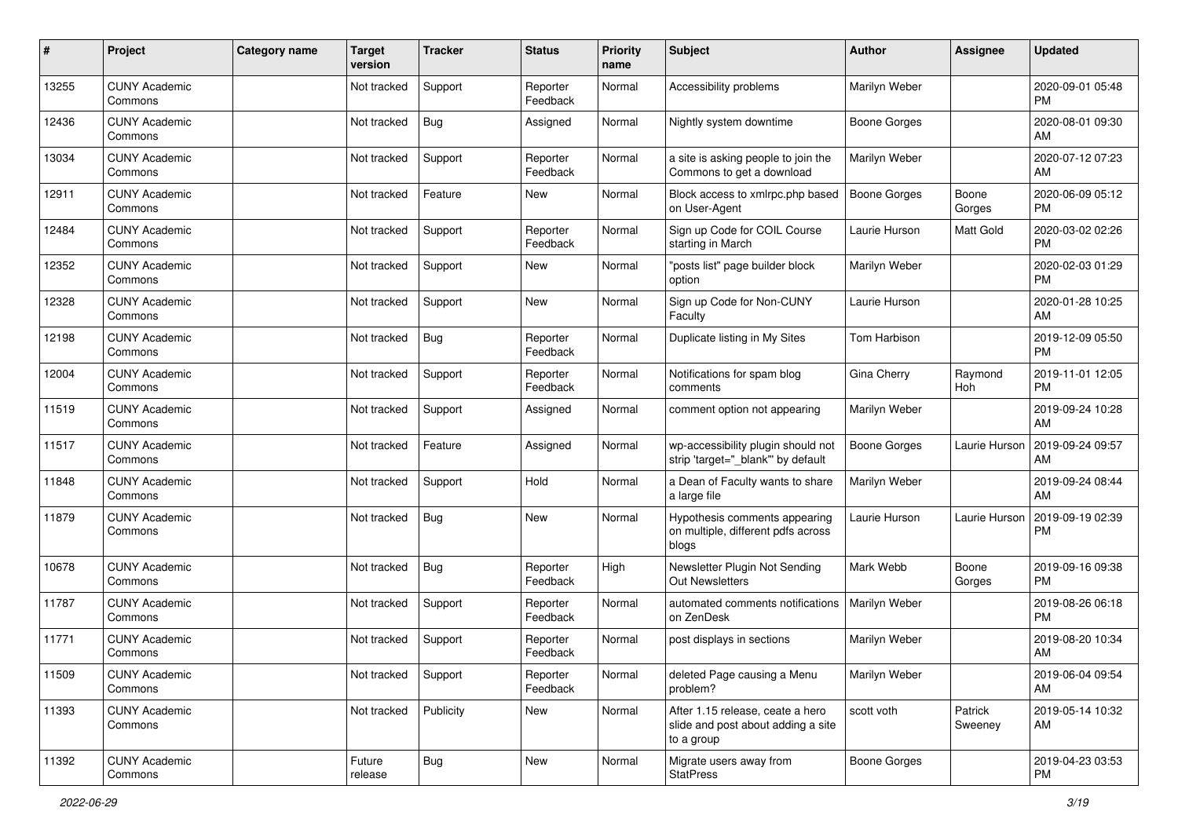| # | Project | Category name | Target version | Tracker | Status | Priority name | Subject | Author | Assignee | Updated |
|---|---|---|---|---|---|---|---|---|---|---|
| 13255 | CUNY Academic Commons | | Not tracked | Support | Reporter Feedback | Normal | Accessibility problems | Marilyn Weber | | 2020-09-01 05:48 PM |
| 12436 | CUNY Academic Commons | | Not tracked | Bug | Assigned | Normal | Nightly system downtime | Boone Gorges | | 2020-08-01 09:30 AM |
| 13034 | CUNY Academic Commons | | Not tracked | Support | Reporter Feedback | Normal | a site is asking people to join the Commons to get a download | Marilyn Weber | | 2020-07-12 07:23 AM |
| 12911 | CUNY Academic Commons | | Not tracked | Feature | New | Normal | Block access to xmlrpc.php based on User-Agent | Boone Gorges | Boone Gorges | 2020-06-09 05:12 PM |
| 12484 | CUNY Academic Commons | | Not tracked | Support | Reporter Feedback | Normal | Sign up Code for COIL Course starting in March | Laurie Hurson | Matt Gold | 2020-03-02 02:26 PM |
| 12352 | CUNY Academic Commons | | Not tracked | Support | New | Normal | "posts list" page builder block option | Marilyn Weber | | 2020-02-03 01:29 PM |
| 12328 | CUNY Academic Commons | | Not tracked | Support | New | Normal | Sign up Code for Non-CUNY Faculty | Laurie Hurson | | 2020-01-28 10:25 AM |
| 12198 | CUNY Academic Commons | | Not tracked | Bug | Reporter Feedback | Normal | Duplicate listing in My Sites | Tom Harbison | | 2019-12-09 05:50 PM |
| 12004 | CUNY Academic Commons | | Not tracked | Support | Reporter Feedback | Normal | Notifications for spam blog comments | Gina Cherry | Raymond Hoh | 2019-11-01 12:05 PM |
| 11519 | CUNY Academic Commons | | Not tracked | Support | Assigned | Normal | comment option not appearing | Marilyn Weber | | 2019-09-24 10:28 AM |
| 11517 | CUNY Academic Commons | | Not tracked | Feature | Assigned | Normal | wp-accessibility plugin should not strip 'target="_blank"' by default | Boone Gorges | Laurie Hurson | 2019-09-24 09:57 AM |
| 11848 | CUNY Academic Commons | | Not tracked | Support | Hold | Normal | a Dean of Faculty wants to share a large file | Marilyn Weber | | 2019-09-24 08:44 AM |
| 11879 | CUNY Academic Commons | | Not tracked | Bug | New | Normal | Hypothesis comments appearing on multiple, different pdfs across blogs | Laurie Hurson | Laurie Hurson | 2019-09-19 02:39 PM |
| 10678 | CUNY Academic Commons | | Not tracked | Bug | Reporter Feedback | High | Newsletter Plugin Not Sending Out Newsletters | Mark Webb | Boone Gorges | 2019-09-16 09:38 PM |
| 11787 | CUNY Academic Commons | | Not tracked | Support | Reporter Feedback | Normal | automated comments notifications on ZenDesk | Marilyn Weber | | 2019-08-26 06:18 PM |
| 11771 | CUNY Academic Commons | | Not tracked | Support | Reporter Feedback | Normal | post displays in sections | Marilyn Weber | | 2019-08-20 10:34 AM |
| 11509 | CUNY Academic Commons | | Not tracked | Support | Reporter Feedback | Normal | deleted Page causing a Menu problem? | Marilyn Weber | | 2019-06-04 09:54 AM |
| 11393 | CUNY Academic Commons | | Not tracked | Publicity | New | Normal | After 1.15 release, ceate a hero slide and post about adding a site to a group | scott voth | Patrick Sweeney | 2019-05-14 10:32 AM |
| 11392 | CUNY Academic Commons | | Future release | Bug | New | Normal | Migrate users away from StatPress | Boone Gorges | | 2019-04-23 03:53 PM |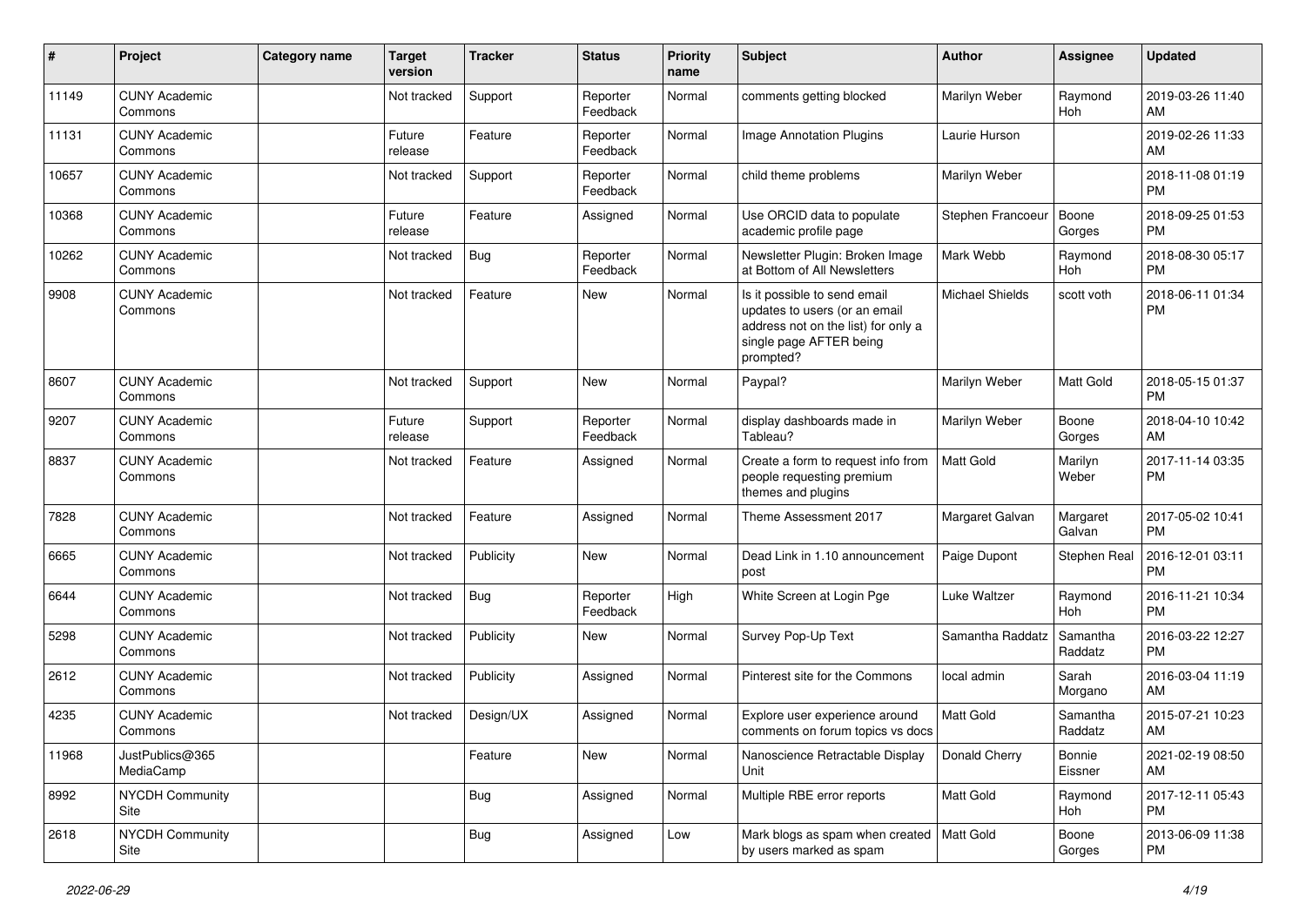| # | Project | Category name | Target version | Tracker | Status | Priority name | Subject | Author | Assignee | Updated |
|---|---|---|---|---|---|---|---|---|---|---|
| 11149 | CUNY Academic Commons | | Not tracked | Support | Reporter Feedback | Normal | comments getting blocked | Marilyn Weber | Raymond Hoh | 2019-03-26 11:40 AM |
| 11131 | CUNY Academic Commons | | Future release | Feature | Reporter Feedback | Normal | Image Annotation Plugins | Laurie Hurson | | 2019-02-26 11:33 AM |
| 10657 | CUNY Academic Commons | | Not tracked | Support | Reporter Feedback | Normal | child theme problems | Marilyn Weber | | 2018-11-08 01:19 PM |
| 10368 | CUNY Academic Commons | | Future release | Feature | Assigned | Normal | Use ORCID data to populate academic profile page | Stephen Francoeur | Boone Gorges | 2018-09-25 01:53 PM |
| 10262 | CUNY Academic Commons | | Not tracked | Bug | Reporter Feedback | Normal | Newsletter Plugin: Broken Image at Bottom of All Newsletters | Mark Webb | Raymond Hoh | 2018-08-30 05:17 PM |
| 9908 | CUNY Academic Commons | | Not tracked | Feature | New | Normal | Is it possible to send email updates to users (or an email address not on the list) for only a single page AFTER being prompted? | Michael Shields | scott voth | 2018-06-11 01:34 PM |
| 8607 | CUNY Academic Commons | | Not tracked | Support | New | Normal | Paypal? | Marilyn Weber | Matt Gold | 2018-05-15 01:37 PM |
| 9207 | CUNY Academic Commons | | Future release | Support | Reporter Feedback | Normal | display dashboards made in Tableau? | Marilyn Weber | Boone Gorges | 2018-04-10 10:42 AM |
| 8837 | CUNY Academic Commons | | Not tracked | Feature | Assigned | Normal | Create a form to request info from people requesting premium themes and plugins | Matt Gold | Marilyn Weber | 2017-11-14 03:35 PM |
| 7828 | CUNY Academic Commons | | Not tracked | Feature | Assigned | Normal | Theme Assessment 2017 | Margaret Galvan | Margaret Galvan | 2017-05-02 10:41 PM |
| 6665 | CUNY Academic Commons | | Not tracked | Publicity | New | Normal | Dead Link in 1.10 announcement post | Paige Dupont | Stephen Real | 2016-12-01 03:11 PM |
| 6644 | CUNY Academic Commons | | Not tracked | Bug | Reporter Feedback | High | White Screen at Login Pge | Luke Waltzer | Raymond Hoh | 2016-11-21 10:34 PM |
| 5298 | CUNY Academic Commons | | Not tracked | Publicity | New | Normal | Survey Pop-Up Text | Samantha Raddatz | Samantha Raddatz | 2016-03-22 12:27 PM |
| 2612 | CUNY Academic Commons | | Not tracked | Publicity | Assigned | Normal | Pinterest site for the Commons | local admin | Sarah Morgano | 2016-03-04 11:19 AM |
| 4235 | CUNY Academic Commons | | Not tracked | Design/UX | Assigned | Normal | Explore user experience around comments on forum topics vs docs | Matt Gold | Samantha Raddatz | 2015-07-21 10:23 AM |
| 11968 | JustPublics@365 MediaCamp | | | Feature | New | Normal | Nanoscience Retractable Display Unit | Donald Cherry | Bonnie Eissner | 2021-02-19 08:50 AM |
| 8992 | NYCDH Community Site | | | Bug | Assigned | Normal | Multiple RBE error reports | Matt Gold | Raymond Hoh | 2017-12-11 05:43 PM |
| 2618 | NYCDH Community Site | | | Bug | Assigned | Low | Mark blogs as spam when created by users marked as spam | Matt Gold | Boone Gorges | 2013-06-09 11:38 PM |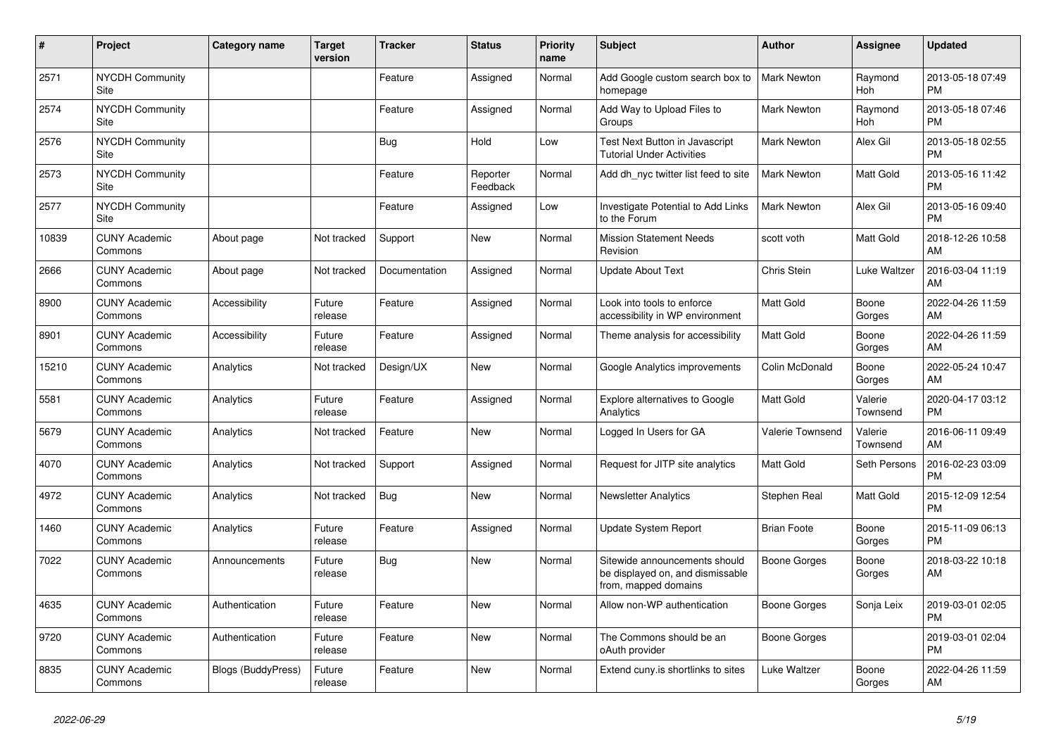| # | Project | Category name | Target version | Tracker | Status | Priority name | Subject | Author | Assignee | Updated |
|---|---|---|---|---|---|---|---|---|---|---|
| 2571 | NYCDH Community Site | | | Feature | Assigned | Normal | Add Google custom search box to homepage | Mark Newton | Raymond Hoh | 2013-05-18 07:49 PM |
| 2574 | NYCDH Community Site | | | Feature | Assigned | Normal | Add Way to Upload Files to Groups | Mark Newton | Raymond Hoh | 2013-05-18 07:46 PM |
| 2576 | NYCDH Community Site | | | Bug | Hold | Low | Test Next Button in Javascript Tutorial Under Activities | Mark Newton | Alex Gil | 2013-05-18 02:55 PM |
| 2573 | NYCDH Community Site | | | Feature | Reporter Feedback | Normal | Add dh_nyc twitter list feed to site | Mark Newton | Matt Gold | 2013-05-16 11:42 PM |
| 2577 | NYCDH Community Site | | | Feature | Assigned | Low | Investigate Potential to Add Links to the Forum | Mark Newton | Alex Gil | 2013-05-16 09:40 PM |
| 10839 | CUNY Academic Commons | About page | Not tracked | Support | New | Normal | Mission Statement Needs Revision | scott voth | Matt Gold | 2018-12-26 10:58 AM |
| 2666 | CUNY Academic Commons | About page | Not tracked | Documentation | Assigned | Normal | Update About Text | Chris Stein | Luke Waltzer | 2016-03-04 11:19 AM |
| 8900 | CUNY Academic Commons | Accessibility | Future release | Feature | Assigned | Normal | Look into tools to enforce accessibility in WP environment | Matt Gold | Boone Gorges | 2022-04-26 11:59 AM |
| 8901 | CUNY Academic Commons | Accessibility | Future release | Feature | Assigned | Normal | Theme analysis for accessibility | Matt Gold | Boone Gorges | 2022-04-26 11:59 AM |
| 15210 | CUNY Academic Commons | Analytics | Not tracked | Design/UX | New | Normal | Google Analytics improvements | Colin McDonald | Boone Gorges | 2022-05-24 10:47 AM |
| 5581 | CUNY Academic Commons | Analytics | Future release | Feature | Assigned | Normal | Explore alternatives to Google Analytics | Matt Gold | Valerie Townsend | 2020-04-17 03:12 PM |
| 5679 | CUNY Academic Commons | Analytics | Not tracked | Feature | New | Normal | Logged In Users for GA | Valerie Townsend | Valerie Townsend | 2016-06-11 09:49 AM |
| 4070 | CUNY Academic Commons | Analytics | Not tracked | Support | Assigned | Normal | Request for JITP site analytics | Matt Gold | Seth Persons | 2016-02-23 03:09 PM |
| 4972 | CUNY Academic Commons | Analytics | Not tracked | Bug | New | Normal | Newsletter Analytics | Stephen Real | Matt Gold | 2015-12-09 12:54 PM |
| 1460 | CUNY Academic Commons | Analytics | Future release | Feature | Assigned | Normal | Update System Report | Brian Foote | Boone Gorges | 2015-11-09 06:13 PM |
| 7022 | CUNY Academic Commons | Announcements | Future release | Bug | New | Normal | Sitewide announcements should be displayed on, and dismissable from, mapped domains | Boone Gorges | Boone Gorges | 2018-03-22 10:18 AM |
| 4635 | CUNY Academic Commons | Authentication | Future release | Feature | New | Normal | Allow non-WP authentication | Boone Gorges | Sonja Leix | 2019-03-01 02:05 PM |
| 9720 | CUNY Academic Commons | Authentication | Future release | Feature | New | Normal | The Commons should be an oAuth provider | Boone Gorges | | 2019-03-01 02:04 PM |
| 8835 | CUNY Academic Commons | Blogs (BuddyPress) | Future release | Feature | New | Normal | Extend cuny.is shortlinks to sites | Luke Waltzer | Boone Gorges | 2022-04-26 11:59 AM |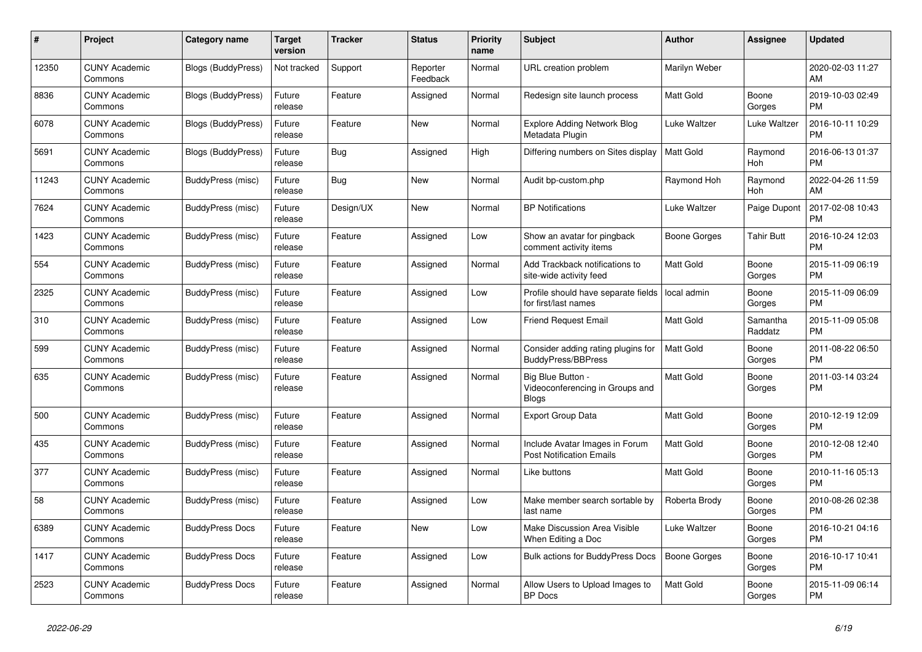| # | Project | Category name | Target version | Tracker | Status | Priority name | Subject | Author | Assignee | Updated |
|---|---|---|---|---|---|---|---|---|---|---|
| 12350 | CUNY Academic Commons | Blogs (BuddyPress) | Not tracked | Support | Reporter Feedback | Normal | URL creation problem | Marilyn Weber | | 2020-02-03 11:27 AM |
| 8836 | CUNY Academic Commons | Blogs (BuddyPress) | Future release | Feature | Assigned | Normal | Redesign site launch process | Matt Gold | Boone Gorges | 2019-10-03 02:49 PM |
| 6078 | CUNY Academic Commons | Blogs (BuddyPress) | Future release | Feature | New | Normal | Explore Adding Network Blog Metadata Plugin | Luke Waltzer | Luke Waltzer | 2016-10-11 10:29 PM |
| 5691 | CUNY Academic Commons | Blogs (BuddyPress) | Future release | Bug | Assigned | High | Differing numbers on Sites display | Matt Gold | Raymond Hoh | 2016-06-13 01:37 PM |
| 11243 | CUNY Academic Commons | BuddyPress (misc) | Future release | Bug | New | Normal | Audit bp-custom.php | Raymond Hoh | Raymond Hoh | 2022-04-26 11:59 AM |
| 7624 | CUNY Academic Commons | BuddyPress (misc) | Future release | Design/UX | New | Normal | BP Notifications | Luke Waltzer | Paige Dupont | 2017-02-08 10:43 PM |
| 1423 | CUNY Academic Commons | BuddyPress (misc) | Future release | Feature | Assigned | Low | Show an avatar for pingback comment activity items | Boone Gorges | Tahir Butt | 2016-10-24 12:03 PM |
| 554 | CUNY Academic Commons | BuddyPress (misc) | Future release | Feature | Assigned | Normal | Add Trackback notifications to site-wide activity feed | Matt Gold | Boone Gorges | 2015-11-09 06:19 PM |
| 2325 | CUNY Academic Commons | BuddyPress (misc) | Future release | Feature | Assigned | Low | Profile should have separate fields for first/last names | local admin | Boone Gorges | 2015-11-09 06:09 PM |
| 310 | CUNY Academic Commons | BuddyPress (misc) | Future release | Feature | Assigned | Low | Friend Request Email | Matt Gold | Samantha Raddatz | 2015-11-09 05:08 PM |
| 599 | CUNY Academic Commons | BuddyPress (misc) | Future release | Feature | Assigned | Normal | Consider adding rating plugins for BuddyPress/BBPress | Matt Gold | Boone Gorges | 2011-08-22 06:50 PM |
| 635 | CUNY Academic Commons | BuddyPress (misc) | Future release | Feature | Assigned | Normal | Big Blue Button - Videoconferencing in Groups and Blogs | Matt Gold | Boone Gorges | 2011-03-14 03:24 PM |
| 500 | CUNY Academic Commons | BuddyPress (misc) | Future release | Feature | Assigned | Normal | Export Group Data | Matt Gold | Boone Gorges | 2010-12-19 12:09 PM |
| 435 | CUNY Academic Commons | BuddyPress (misc) | Future release | Feature | Assigned | Normal | Include Avatar Images in Forum Post Notification Emails | Matt Gold | Boone Gorges | 2010-12-08 12:40 PM |
| 377 | CUNY Academic Commons | BuddyPress (misc) | Future release | Feature | Assigned | Normal | Like buttons | Matt Gold | Boone Gorges | 2010-11-16 05:13 PM |
| 58 | CUNY Academic Commons | BuddyPress (misc) | Future release | Feature | Assigned | Low | Make member search sortable by last name | Roberta Brody | Boone Gorges | 2010-08-26 02:38 PM |
| 6389 | CUNY Academic Commons | BuddyPress Docs | Future release | Feature | New | Low | Make Discussion Area Visible When Editing a Doc | Luke Waltzer | Boone Gorges | 2016-10-21 04:16 PM |
| 1417 | CUNY Academic Commons | BuddyPress Docs | Future release | Feature | Assigned | Low | Bulk actions for BuddyPress Docs | Boone Gorges | Boone Gorges | 2016-10-17 10:41 PM |
| 2523 | CUNY Academic Commons | BuddyPress Docs | Future release | Feature | Assigned | Normal | Allow Users to Upload Images to BP Docs | Matt Gold | Boone Gorges | 2015-11-09 06:14 PM |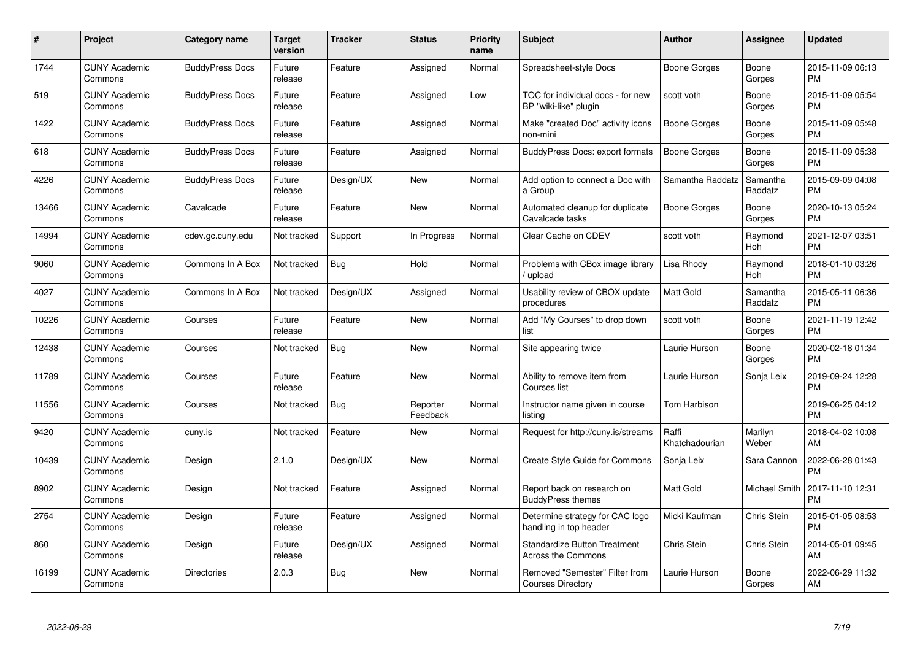| # | Project | Category name | Target version | Tracker | Status | Priority name | Subject | Author | Assignee | Updated |
|---|---|---|---|---|---|---|---|---|---|---|
| 1744 | CUNY Academic Commons | BuddyPress Docs | Future release | Feature | Assigned | Normal | Spreadsheet-style Docs | Boone Gorges | Boone Gorges | 2015-11-09 06:13 PM |
| 519 | CUNY Academic Commons | BuddyPress Docs | Future release | Feature | Assigned | Low | TOC for individual docs - for new BP "wiki-like" plugin | scott voth | Boone Gorges | 2015-11-09 05:54 PM |
| 1422 | CUNY Academic Commons | BuddyPress Docs | Future release | Feature | Assigned | Normal | Make "created Doc" activity icons non-mini | Boone Gorges | Boone Gorges | 2015-11-09 05:48 PM |
| 618 | CUNY Academic Commons | BuddyPress Docs | Future release | Feature | Assigned | Normal | BuddyPress Docs: export formats | Boone Gorges | Boone Gorges | 2015-11-09 05:38 PM |
| 4226 | CUNY Academic Commons | BuddyPress Docs | Future release | Design/UX | New | Normal | Add option to connect a Doc with a Group | Samantha Raddatz | Samantha Raddatz | 2015-09-09 04:08 PM |
| 13466 | CUNY Academic Commons | Cavalcade | Future release | Feature | New | Normal | Automated cleanup for duplicate Cavalcade tasks | Boone Gorges | Boone Gorges | 2020-10-13 05:24 PM |
| 14994 | CUNY Academic Commons | cdev.gc.cuny.edu | Not tracked | Support | In Progress | Normal | Clear Cache on CDEV | scott voth | Raymond Hoh | 2021-12-07 03:51 PM |
| 9060 | CUNY Academic Commons | Commons In A Box | Not tracked | Bug | Hold | Normal | Problems with CBox image library / upload | Lisa Rhody | Raymond Hoh | 2018-01-10 03:26 PM |
| 4027 | CUNY Academic Commons | Commons In A Box | Not tracked | Design/UX | Assigned | Normal | Usability review of CBOX update procedures | Matt Gold | Samantha Raddatz | 2015-05-11 06:36 PM |
| 10226 | CUNY Academic Commons | Courses | Future release | Feature | New | Normal | Add "My Courses" to drop down list | scott voth | Boone Gorges | 2021-11-19 12:42 PM |
| 12438 | CUNY Academic Commons | Courses | Not tracked | Bug | New | Normal | Site appearing twice | Laurie Hurson | Boone Gorges | 2020-02-18 01:34 PM |
| 11789 | CUNY Academic Commons | Courses | Future release | Feature | New | Normal | Ability to remove item from Courses list | Laurie Hurson | Sonja Leix | 2019-09-24 12:28 PM |
| 11556 | CUNY Academic Commons | Courses | Not tracked | Bug | Reporter Feedback | Normal | Instructor name given in course listing | Tom Harbison | | 2019-06-25 04:12 PM |
| 9420 | CUNY Academic Commons | cuny.is | Not tracked | Feature | New | Normal | Request for http://cuny.is/streams | Raffi Khatchadourian | Marilyn Weber | 2018-04-02 10:08 AM |
| 10439 | CUNY Academic Commons | Design | 2.1.0 | Design/UX | New | Normal | Create Style Guide for Commons | Sonja Leix | Sara Cannon | 2022-06-28 01:43 PM |
| 8902 | CUNY Academic Commons | Design | Not tracked | Feature | Assigned | Normal | Report back on research on BuddyPress themes | Matt Gold | Michael Smith | 2017-11-10 12:31 PM |
| 2754 | CUNY Academic Commons | Design | Future release | Feature | Assigned | Normal | Determine strategy for CAC logo handling in top header | Micki Kaufman | Chris Stein | 2015-01-05 08:53 PM |
| 860 | CUNY Academic Commons | Design | Future release | Design/UX | Assigned | Normal | Standardize Button Treatment Across the Commons | Chris Stein | Chris Stein | 2014-05-01 09:45 AM |
| 16199 | CUNY Academic Commons | Directories | 2.0.3 | Bug | New | Normal | Removed "Semester" Filter from Courses Directory | Laurie Hurson | Boone Gorges | 2022-06-29 11:32 AM |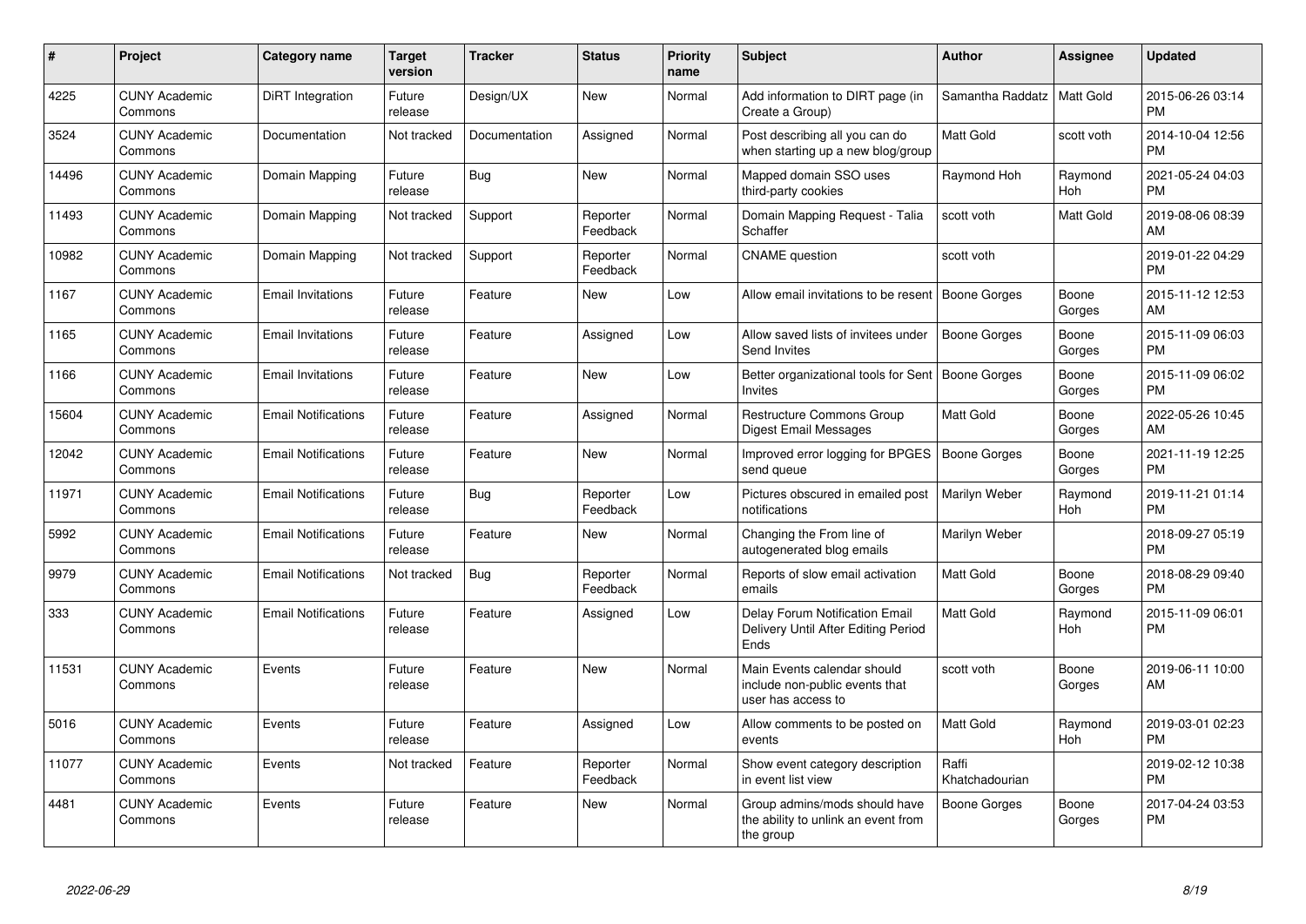| # | Project | Category name | Target version | Tracker | Status | Priority name | Subject | Author | Assignee | Updated |
|---|---|---|---|---|---|---|---|---|---|---|
| 4225 | CUNY Academic Commons | DiRT Integration | Future release | Design/UX | New | Normal | Add information to DIRT page (in Create a Group) | Samantha Raddatz | Matt Gold | 2015-06-26 03:14 PM |
| 3524 | CUNY Academic Commons | Documentation | Not tracked | Documentation | Assigned | Normal | Post describing all you can do when starting up a new blog/group | Matt Gold | scott voth | 2014-10-04 12:56 PM |
| 14496 | CUNY Academic Commons | Domain Mapping | Future release | Bug | New | Normal | Mapped domain SSO uses third-party cookies | Raymond Hoh | Raymond Hoh | 2021-05-24 04:03 PM |
| 11493 | CUNY Academic Commons | Domain Mapping | Not tracked | Support | Reporter Feedback | Normal | Domain Mapping Request - Talia Schaffer | scott voth | Matt Gold | 2019-08-06 08:39 AM |
| 10982 | CUNY Academic Commons | Domain Mapping | Not tracked | Support | Reporter Feedback | Normal | CNAME question | scott voth | | 2019-01-22 04:29 PM |
| 1167 | CUNY Academic Commons | Email Invitations | Future release | Feature | New | Low | Allow email invitations to be resent | Boone Gorges | Boone Gorges | 2015-11-12 12:53 AM |
| 1165 | CUNY Academic Commons | Email Invitations | Future release | Feature | Assigned | Low | Allow saved lists of invitees under Send Invites | Boone Gorges | Boone Gorges | 2015-11-09 06:03 PM |
| 1166 | CUNY Academic Commons | Email Invitations | Future release | Feature | New | Low | Better organizational tools for Sent Invites | Boone Gorges | Boone Gorges | 2015-11-09 06:02 PM |
| 15604 | CUNY Academic Commons | Email Notifications | Future release | Feature | Assigned | Normal | Restructure Commons Group Digest Email Messages | Matt Gold | Boone Gorges | 2022-05-26 10:45 AM |
| 12042 | CUNY Academic Commons | Email Notifications | Future release | Feature | New | Normal | Improved error logging for BPGES send queue | Boone Gorges | Boone Gorges | 2021-11-19 12:25 PM |
| 11971 | CUNY Academic Commons | Email Notifications | Future release | Bug | Reporter Feedback | Low | Pictures obscured in emailed post notifications | Marilyn Weber | Raymond Hoh | 2019-11-21 01:14 PM |
| 5992 | CUNY Academic Commons | Email Notifications | Future release | Feature | New | Normal | Changing the From line of autogenerated blog emails | Marilyn Weber | | 2018-09-27 05:19 PM |
| 9979 | CUNY Academic Commons | Email Notifications | Not tracked | Bug | Reporter Feedback | Normal | Reports of slow email activation emails | Matt Gold | Boone Gorges | 2018-08-29 09:40 PM |
| 333 | CUNY Academic Commons | Email Notifications | Future release | Feature | Assigned | Low | Delay Forum Notification Email Delivery Until After Editing Period Ends | Matt Gold | Raymond Hoh | 2015-11-09 06:01 PM |
| 11531 | CUNY Academic Commons | Events | Future release | Feature | New | Normal | Main Events calendar should include non-public events that user has access to | scott voth | Boone Gorges | 2019-06-11 10:00 AM |
| 5016 | CUNY Academic Commons | Events | Future release | Feature | Assigned | Low | Allow comments to be posted on events | Matt Gold | Raymond Hoh | 2019-03-01 02:23 PM |
| 11077 | CUNY Academic Commons | Events | Not tracked | Feature | Reporter Feedback | Normal | Show event category description in event list view | Raffi Khatchadourian | | 2019-02-12 10:38 PM |
| 4481 | CUNY Academic Commons | Events | Future release | Feature | New | Normal | Group admins/mods should have the ability to unlink an event from the group | Boone Gorges | Boone Gorges | 2017-04-24 03:53 PM |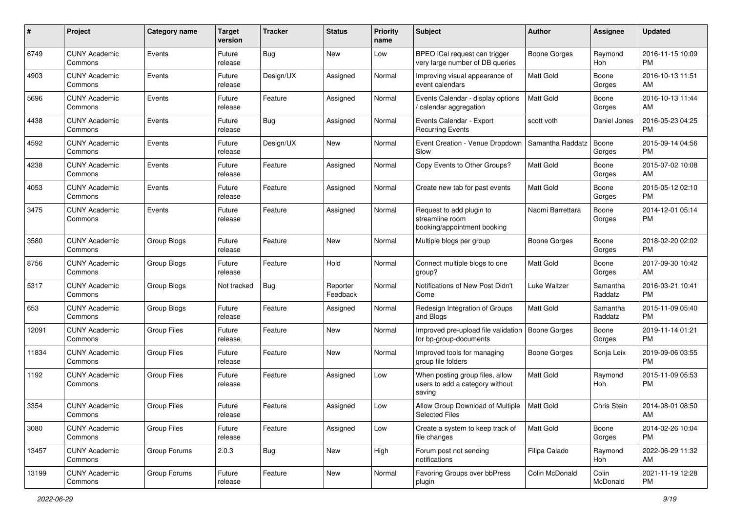| # | Project | Category name | Target version | Tracker | Status | Priority name | Subject | Author | Assignee | Updated |
|---|---|---|---|---|---|---|---|---|---|---|
| 6749 | CUNY Academic Commons | Events | Future release | Bug | New | Low | BPEO iCal request can trigger very large number of DB queries | Boone Gorges | Raymond Hoh | 2016-11-15 10:09 PM |
| 4903 | CUNY Academic Commons | Events | Future release | Design/UX | Assigned | Normal | Improving visual appearance of event calendars | Matt Gold | Boone Gorges | 2016-10-13 11:51 AM |
| 5696 | CUNY Academic Commons | Events | Future release | Feature | Assigned | Normal | Events Calendar - display options / calendar aggregation | Matt Gold | Boone Gorges | 2016-10-13 11:44 AM |
| 4438 | CUNY Academic Commons | Events | Future release | Bug | Assigned | Normal | Events Calendar - Export Recurring Events | scott voth | Daniel Jones | 2016-05-23 04:25 PM |
| 4592 | CUNY Academic Commons | Events | Future release | Design/UX | New | Normal | Event Creation - Venue Dropdown Slow | Samantha Raddatz | Boone Gorges | 2015-09-14 04:56 PM |
| 4238 | CUNY Academic Commons | Events | Future release | Feature | Assigned | Normal | Copy Events to Other Groups? | Matt Gold | Boone Gorges | 2015-07-02 10:08 AM |
| 4053 | CUNY Academic Commons | Events | Future release | Feature | Assigned | Normal | Create new tab for past events | Matt Gold | Boone Gorges | 2015-05-12 02:10 PM |
| 3475 | CUNY Academic Commons | Events | Future release | Feature | Assigned | Normal | Request to add plugin to streamline room booking/appointment booking | Naomi Barrettara | Boone Gorges | 2014-12-01 05:14 PM |
| 3580 | CUNY Academic Commons | Group Blogs | Future release | Feature | New | Normal | Multiple blogs per group | Boone Gorges | Boone Gorges | 2018-02-20 02:02 PM |
| 8756 | CUNY Academic Commons | Group Blogs | Future release | Feature | Hold | Normal | Connect multiple blogs to one group? | Matt Gold | Boone Gorges | 2017-09-30 10:42 AM |
| 5317 | CUNY Academic Commons | Group Blogs | Not tracked | Bug | Reporter Feedback | Normal | Notifications of New Post Didn't Come | Luke Waltzer | Samantha Raddatz | 2016-03-21 10:41 PM |
| 653 | CUNY Academic Commons | Group Blogs | Future release | Feature | Assigned | Normal | Redesign Integration of Groups and Blogs | Matt Gold | Samantha Raddatz | 2015-11-09 05:40 PM |
| 12091 | CUNY Academic Commons | Group Files | Future release | Feature | New | Normal | Improved pre-upload file validation for bp-group-documents | Boone Gorges | Boone Gorges | 2019-11-14 01:21 PM |
| 11834 | CUNY Academic Commons | Group Files | Future release | Feature | New | Normal | Improved tools for managing group file folders | Boone Gorges | Sonja Leix | 2019-09-06 03:55 PM |
| 1192 | CUNY Academic Commons | Group Files | Future release | Feature | Assigned | Low | When posting group files, allow users to add a category without saving | Matt Gold | Raymond Hoh | 2015-11-09 05:53 PM |
| 3354 | CUNY Academic Commons | Group Files | Future release | Feature | Assigned | Low | Allow Group Download of Multiple Selected Files | Matt Gold | Chris Stein | 2014-08-01 08:50 AM |
| 3080 | CUNY Academic Commons | Group Files | Future release | Feature | Assigned | Low | Create a system to keep track of file changes | Matt Gold | Boone Gorges | 2014-02-26 10:04 PM |
| 13457 | CUNY Academic Commons | Group Forums | 2.0.3 | Bug | New | High | Forum post not sending notifications | Filipa Calado | Raymond Hoh | 2022-06-29 11:32 AM |
| 13199 | CUNY Academic Commons | Group Forums | Future release | Feature | New | Normal | Favoring Groups over bbPress plugin | Colin McDonald | Colin McDonald | 2021-11-19 12:28 PM |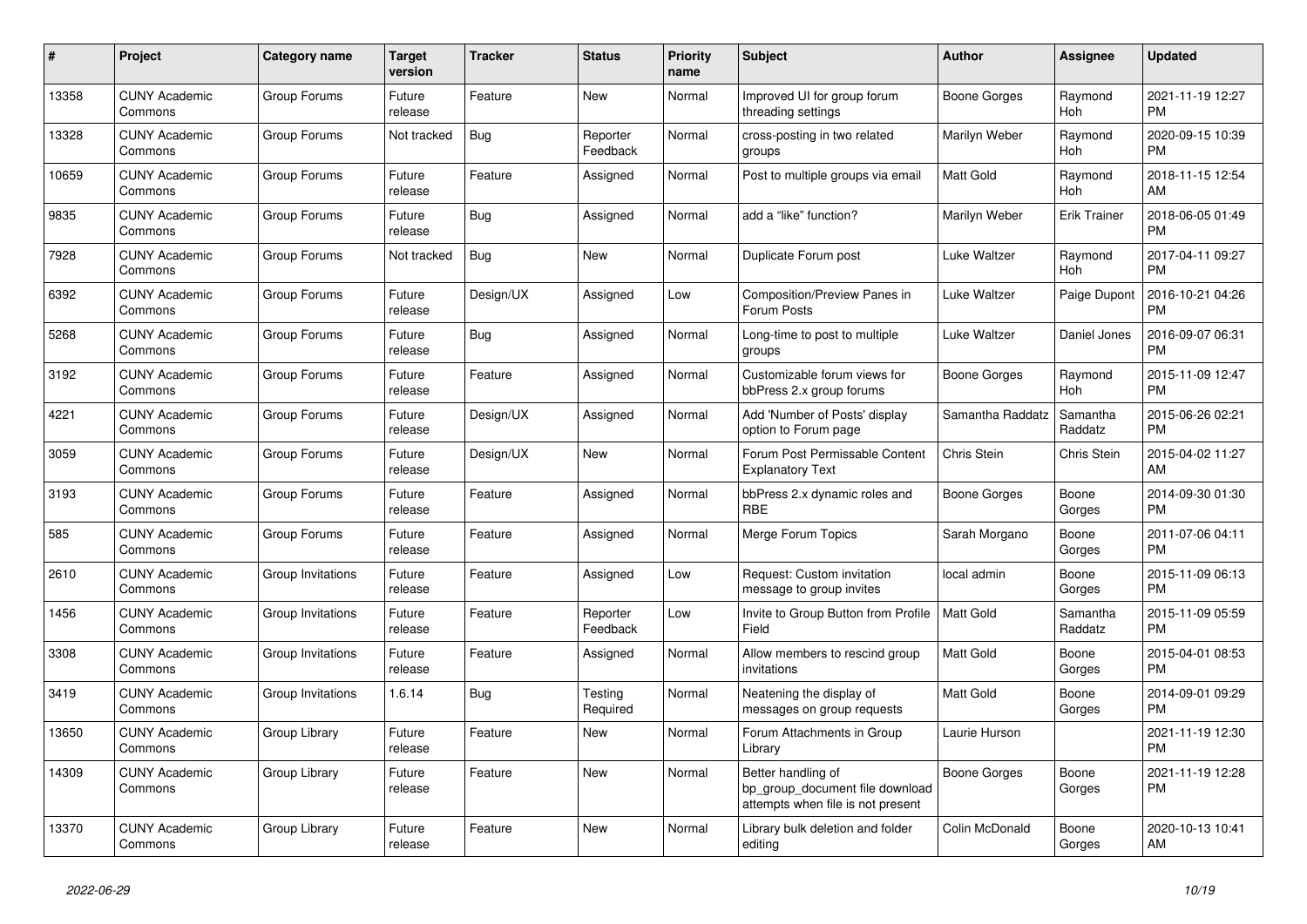| # | Project | Category name | Target version | Tracker | Status | Priority name | Subject | Author | Assignee | Updated |
|---|---|---|---|---|---|---|---|---|---|---|
| 13358 | CUNY Academic Commons | Group Forums | Future release | Feature | New | Normal | Improved UI for group forum threading settings | Boone Gorges | Raymond Hoh | 2021-11-19 12:27 PM |
| 13328 | CUNY Academic Commons | Group Forums | Not tracked | Bug | Reporter Feedback | Normal | cross-posting in two related groups | Marilyn Weber | Raymond Hoh | 2020-09-15 10:39 PM |
| 10659 | CUNY Academic Commons | Group Forums | Future release | Feature | Assigned | Normal | Post to multiple groups via email | Matt Gold | Raymond Hoh | 2018-11-15 12:54 AM |
| 9835 | CUNY Academic Commons | Group Forums | Future release | Bug | Assigned | Normal | add a "like" function? | Marilyn Weber | Erik Trainer | 2018-06-05 01:49 PM |
| 7928 | CUNY Academic Commons | Group Forums | Not tracked | Bug | New | Normal | Duplicate Forum post | Luke Waltzer | Raymond Hoh | 2017-04-11 09:27 PM |
| 6392 | CUNY Academic Commons | Group Forums | Future release | Design/UX | Assigned | Low | Composition/Preview Panes in Forum Posts | Luke Waltzer | Paige Dupont | 2016-10-21 04:26 PM |
| 5268 | CUNY Academic Commons | Group Forums | Future release | Bug | Assigned | Normal | Long-time to post to multiple groups | Luke Waltzer | Daniel Jones | 2016-09-07 06:31 PM |
| 3192 | CUNY Academic Commons | Group Forums | Future release | Feature | Assigned | Normal | Customizable forum views for bbPress 2.x group forums | Boone Gorges | Raymond Hoh | 2015-11-09 12:47 PM |
| 4221 | CUNY Academic Commons | Group Forums | Future release | Design/UX | Assigned | Normal | Add 'Number of Posts' display option to Forum page | Samantha Raddatz | Samantha Raddatz | 2015-06-26 02:21 PM |
| 3059 | CUNY Academic Commons | Group Forums | Future release | Design/UX | New | Normal | Forum Post Permissable Content Explanatory Text | Chris Stein | Chris Stein | 2015-04-02 11:27 AM |
| 3193 | CUNY Academic Commons | Group Forums | Future release | Feature | Assigned | Normal | bbPress 2.x dynamic roles and RBE | Boone Gorges | Boone Gorges | 2014-09-30 01:30 PM |
| 585 | CUNY Academic Commons | Group Forums | Future release | Feature | Assigned | Normal | Merge Forum Topics | Sarah Morgano | Boone Gorges | 2011-07-06 04:11 PM |
| 2610 | CUNY Academic Commons | Group Invitations | Future release | Feature | Assigned | Low | Request: Custom invitation message to group invites | local admin | Boone Gorges | 2015-11-09 06:13 PM |
| 1456 | CUNY Academic Commons | Group Invitations | Future release | Feature | Reporter Feedback | Low | Invite to Group Button from Profile Field | Matt Gold | Samantha Raddatz | 2015-11-09 05:59 PM |
| 3308 | CUNY Academic Commons | Group Invitations | Future release | Feature | Assigned | Normal | Allow members to rescind group invitations | Matt Gold | Boone Gorges | 2015-04-01 08:53 PM |
| 3419 | CUNY Academic Commons | Group Invitations | 1.6.14 | Bug | Testing Required | Normal | Neatening the display of messages on group requests | Matt Gold | Boone Gorges | 2014-09-01 09:29 PM |
| 13650 | CUNY Academic Commons | Group Library | Future release | Feature | New | Normal | Forum Attachments in Group Library | Laurie Hurson | | 2021-11-19 12:30 PM |
| 14309 | CUNY Academic Commons | Group Library | Future release | Feature | New | Normal | Better handling of bp_group_document file download attempts when file is not present | Boone Gorges | Boone Gorges | 2021-11-19 12:28 PM |
| 13370 | CUNY Academic Commons | Group Library | Future release | Feature | New | Normal | Library bulk deletion and folder editing | Colin McDonald | Boone Gorges | 2020-10-13 10:41 AM |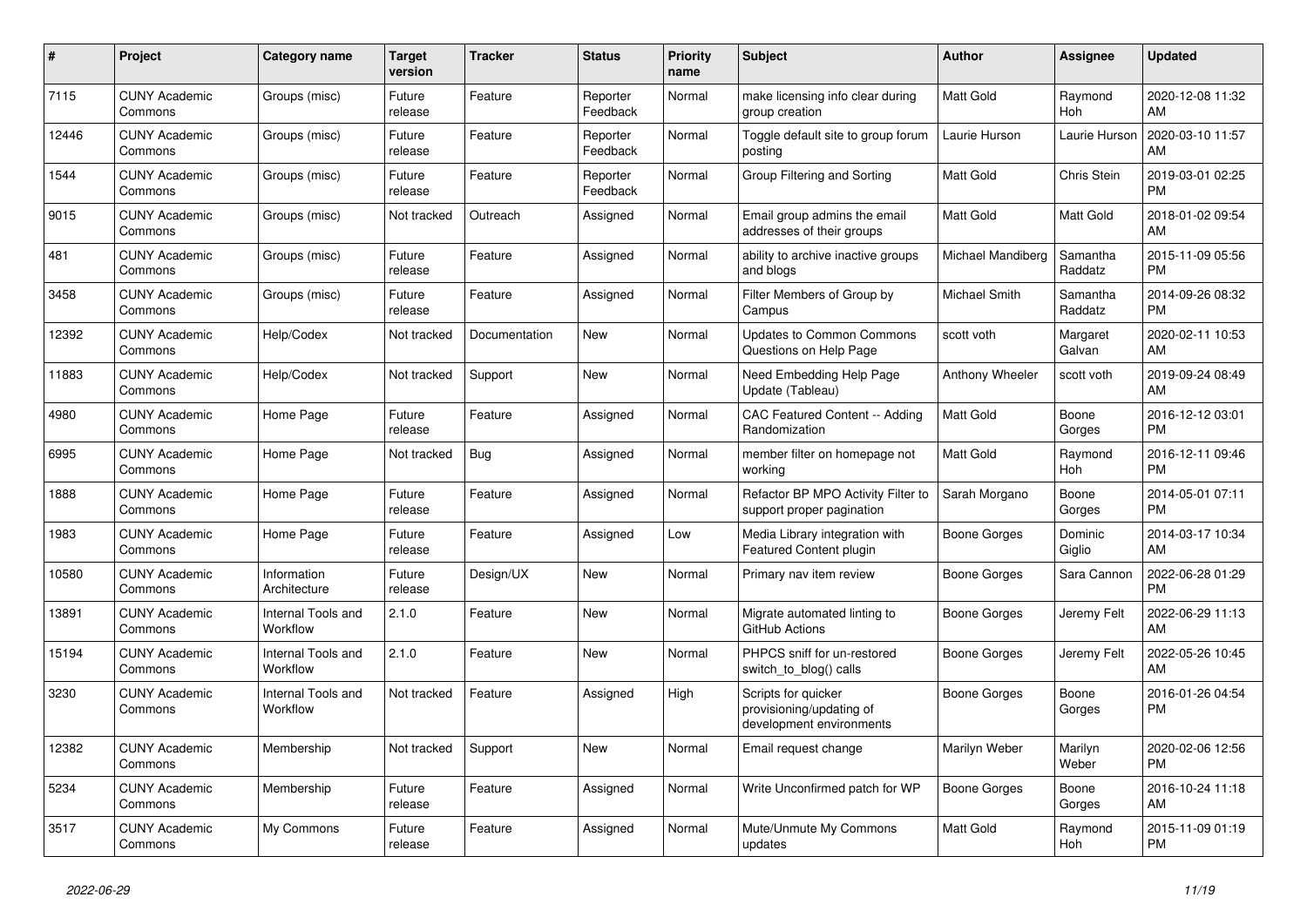| # | Project | Category name | Target version | Tracker | Status | Priority name | Subject | Author | Assignee | Updated |
|---|---|---|---|---|---|---|---|---|---|---|
| 7115 | CUNY Academic Commons | Groups (misc) | Future release | Feature | Reporter Feedback | Normal | make licensing info clear during group creation | Matt Gold | Raymond Hoh | 2020-12-08 11:32 AM |
| 12446 | CUNY Academic Commons | Groups (misc) | Future release | Feature | Reporter Feedback | Normal | Toggle default site to group forum posting | Laurie Hurson | Laurie Hurson | 2020-03-10 11:57 AM |
| 1544 | CUNY Academic Commons | Groups (misc) | Future release | Feature | Reporter Feedback | Normal | Group Filtering and Sorting | Matt Gold | Chris Stein | 2019-03-01 02:25 PM |
| 9015 | CUNY Academic Commons | Groups (misc) | Not tracked | Outreach | Assigned | Normal | Email group admins the email addresses of their groups | Matt Gold | Matt Gold | 2018-01-02 09:54 AM |
| 481 | CUNY Academic Commons | Groups (misc) | Future release | Feature | Assigned | Normal | ability to archive inactive groups and blogs | Michael Mandiberg | Samantha Raddatz | 2015-11-09 05:56 PM |
| 3458 | CUNY Academic Commons | Groups (misc) | Future release | Feature | Assigned | Normal | Filter Members of Group by Campus | Michael Smith | Samantha Raddatz | 2014-09-26 08:32 PM |
| 12392 | CUNY Academic Commons | Help/Codex | Not tracked | Documentation | New | Normal | Updates to Common Commons Questions on Help Page | scott voth | Margaret Galvan | 2020-02-11 10:53 AM |
| 11883 | CUNY Academic Commons | Help/Codex | Not tracked | Support | New | Normal | Need Embedding Help Page Update (Tableau) | Anthony Wheeler | scott voth | 2019-09-24 08:49 AM |
| 4980 | CUNY Academic Commons | Home Page | Future release | Feature | Assigned | Normal | CAC Featured Content -- Adding Randomization | Matt Gold | Boone Gorges | 2016-12-12 03:01 PM |
| 6995 | CUNY Academic Commons | Home Page | Not tracked | Bug | Assigned | Normal | member filter on homepage not working | Matt Gold | Raymond Hoh | 2016-12-11 09:46 PM |
| 1888 | CUNY Academic Commons | Home Page | Future release | Feature | Assigned | Normal | Refactor BP MPO Activity Filter to support proper pagination | Sarah Morgano | Boone Gorges | 2014-05-01 07:11 PM |
| 1983 | CUNY Academic Commons | Home Page | Future release | Feature | Assigned | Low | Media Library integration with Featured Content plugin | Boone Gorges | Dominic Giglio | 2014-03-17 10:34 AM |
| 10580 | CUNY Academic Commons | Information Architecture | Future release | Design/UX | New | Normal | Primary nav item review | Boone Gorges | Sara Cannon | 2022-06-28 01:29 PM |
| 13891 | CUNY Academic Commons | Internal Tools and Workflow | 2.1.0 | Feature | New | Normal | Migrate automated linting to GitHub Actions | Boone Gorges | Jeremy Felt | 2022-06-29 11:13 AM |
| 15194 | CUNY Academic Commons | Internal Tools and Workflow | 2.1.0 | Feature | New | Normal | PHPCS sniff for un-restored switch_to_blog() calls | Boone Gorges | Jeremy Felt | 2022-05-26 10:45 AM |
| 3230 | CUNY Academic Commons | Internal Tools and Workflow | Not tracked | Feature | Assigned | High | Scripts for quicker provisioning/updating of development environments | Boone Gorges | Boone Gorges | 2016-01-26 04:54 PM |
| 12382 | CUNY Academic Commons | Membership | Not tracked | Support | New | Normal | Email request change | Marilyn Weber | Marilyn Weber | 2020-02-06 12:56 PM |
| 5234 | CUNY Academic Commons | Membership | Future release | Feature | Assigned | Normal | Write Unconfirmed patch for WP | Boone Gorges | Boone Gorges | 2016-10-24 11:18 AM |
| 3517 | CUNY Academic Commons | My Commons | Future release | Feature | Assigned | Normal | Mute/Unmute My Commons updates | Matt Gold | Raymond Hoh | 2015-11-09 01:19 PM |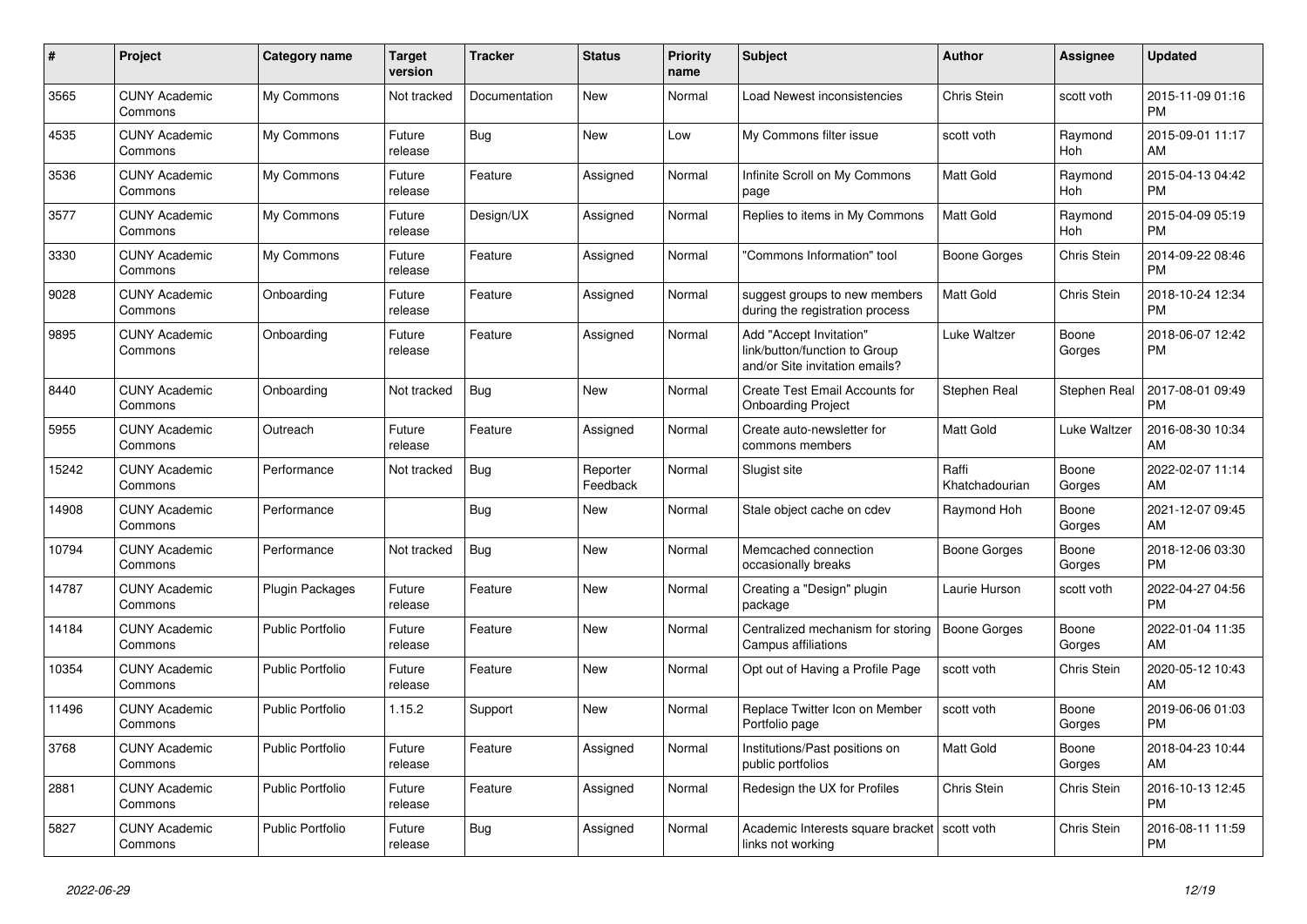| # | Project | Category name | Target version | Tracker | Status | Priority name | Subject | Author | Assignee | Updated |
|---|---|---|---|---|---|---|---|---|---|---|
| 3565 | CUNY Academic Commons | My Commons | Not tracked | Documentation | New | Normal | Load Newest inconsistencies | Chris Stein | scott voth | 2015-11-09 01:16 PM |
| 4535 | CUNY Academic Commons | My Commons | Future release | Bug | New | Low | My Commons filter issue | scott voth | Raymond Hoh | 2015-09-01 11:17 AM |
| 3536 | CUNY Academic Commons | My Commons | Future release | Feature | Assigned | Normal | Infinite Scroll on My Commons page | Matt Gold | Raymond Hoh | 2015-04-13 04:42 PM |
| 3577 | CUNY Academic Commons | My Commons | Future release | Design/UX | Assigned | Normal | Replies to items in My Commons | Matt Gold | Raymond Hoh | 2015-04-09 05:19 PM |
| 3330 | CUNY Academic Commons | My Commons | Future release | Feature | Assigned | Normal | "Commons Information" tool | Boone Gorges | Chris Stein | 2014-09-22 08:46 PM |
| 9028 | CUNY Academic Commons | Onboarding | Future release | Feature | Assigned | Normal | suggest groups to new members during the registration process | Matt Gold | Chris Stein | 2018-10-24 12:34 PM |
| 9895 | CUNY Academic Commons | Onboarding | Future release | Feature | Assigned | Normal | Add "Accept Invitation" link/button/function to Group and/or Site invitation emails? | Luke Waltzer | Boone Gorges | 2018-06-07 12:42 PM |
| 8440 | CUNY Academic Commons | Onboarding | Not tracked | Bug | New | Normal | Create Test Email Accounts for Onboarding Project | Stephen Real | Stephen Real | 2017-08-01 09:49 PM |
| 5955 | CUNY Academic Commons | Outreach | Future release | Feature | Assigned | Normal | Create auto-newsletter for commons members | Matt Gold | Luke Waltzer | 2016-08-30 10:34 AM |
| 15242 | CUNY Academic Commons | Performance | Not tracked | Bug | Reporter Feedback | Normal | Slugist site | Raffi Khatchadourian | Boone Gorges | 2022-02-07 11:14 AM |
| 14908 | CUNY Academic Commons | Performance | | Bug | New | Normal | Stale object cache on cdev | Raymond Hoh | Boone Gorges | 2021-12-07 09:45 AM |
| 10794 | CUNY Academic Commons | Performance | Not tracked | Bug | New | Normal | Memcached connection occasionally breaks | Boone Gorges | Boone Gorges | 2018-12-06 03:30 PM |
| 14787 | CUNY Academic Commons | Plugin Packages | Future release | Feature | New | Normal | Creating a "Design" plugin package | Laurie Hurson | scott voth | 2022-04-27 04:56 PM |
| 14184 | CUNY Academic Commons | Public Portfolio | Future release | Feature | New | Normal | Centralized mechanism for storing Campus affiliations | Boone Gorges | Boone Gorges | 2022-01-04 11:35 AM |
| 10354 | CUNY Academic Commons | Public Portfolio | Future release | Feature | New | Normal | Opt out of Having a Profile Page | scott voth | Chris Stein | 2020-05-12 10:43 AM |
| 11496 | CUNY Academic Commons | Public Portfolio | 1.15.2 | Support | New | Normal | Replace Twitter Icon on Member Portfolio page | scott voth | Boone Gorges | 2019-06-06 01:03 PM |
| 3768 | CUNY Academic Commons | Public Portfolio | Future release | Feature | Assigned | Normal | Institutions/Past positions on public portfolios | Matt Gold | Boone Gorges | 2018-04-23 10:44 AM |
| 2881 | CUNY Academic Commons | Public Portfolio | Future release | Feature | Assigned | Normal | Redesign the UX for Profiles | Chris Stein | Chris Stein | 2016-10-13 12:45 PM |
| 5827 | CUNY Academic Commons | Public Portfolio | Future release | Bug | Assigned | Normal | Academic Interests square bracket links not working | scott voth | Chris Stein | 2016-08-11 11:59 PM |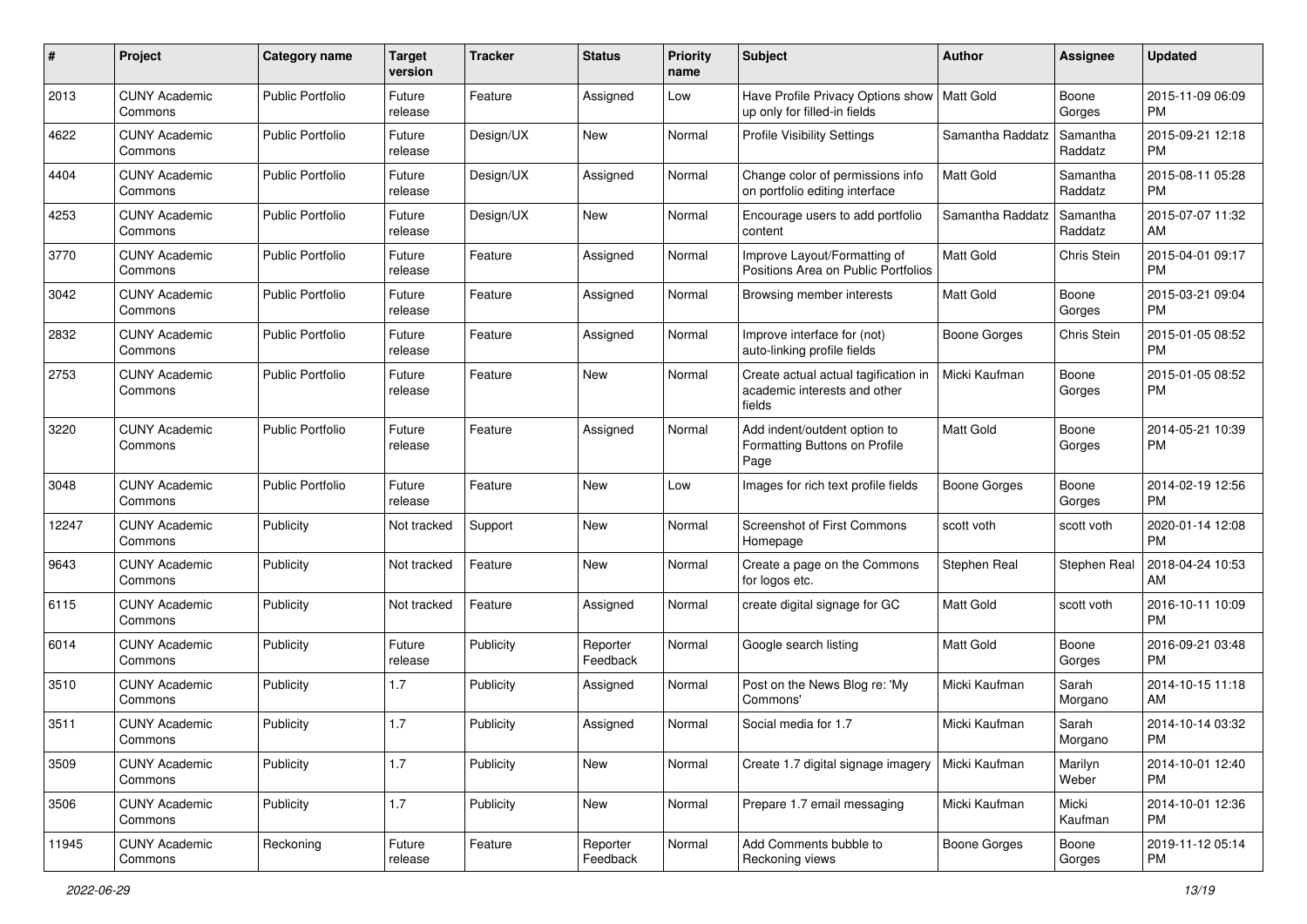| # | Project | Category name | Target version | Tracker | Status | Priority name | Subject | Author | Assignee | Updated |
|---|---|---|---|---|---|---|---|---|---|---|
| 2013 | CUNY Academic Commons | Public Portfolio | Future release | Feature | Assigned | Low | Have Profile Privacy Options show up only for filled-in fields | Matt Gold | Boone Gorges | 2015-11-09 06:09 PM |
| 4622 | CUNY Academic Commons | Public Portfolio | Future release | Design/UX | New | Normal | Profile Visibility Settings | Samantha Raddatz | Samantha Raddatz | 2015-09-21 12:18 PM |
| 4404 | CUNY Academic Commons | Public Portfolio | Future release | Design/UX | Assigned | Normal | Change color of permissions info on portfolio editing interface | Matt Gold | Samantha Raddatz | 2015-08-11 05:28 PM |
| 4253 | CUNY Academic Commons | Public Portfolio | Future release | Design/UX | New | Normal | Encourage users to add portfolio content | Samantha Raddatz | Samantha Raddatz | 2015-07-07 11:32 AM |
| 3770 | CUNY Academic Commons | Public Portfolio | Future release | Feature | Assigned | Normal | Improve Layout/Formatting of Positions Area on Public Portfolios | Matt Gold | Chris Stein | 2015-04-01 09:17 PM |
| 3042 | CUNY Academic Commons | Public Portfolio | Future release | Feature | Assigned | Normal | Browsing member interests | Matt Gold | Boone Gorges | 2015-03-21 09:04 PM |
| 2832 | CUNY Academic Commons | Public Portfolio | Future release | Feature | Assigned | Normal | Improve interface for (not) auto-linking profile fields | Boone Gorges | Chris Stein | 2015-01-05 08:52 PM |
| 2753 | CUNY Academic Commons | Public Portfolio | Future release | Feature | New | Normal | Create actual actual tagification in academic interests and other fields | Micki Kaufman | Boone Gorges | 2015-01-05 08:52 PM |
| 3220 | CUNY Academic Commons | Public Portfolio | Future release | Feature | Assigned | Normal | Add indent/outdent option to Formatting Buttons on Profile Page | Matt Gold | Boone Gorges | 2014-05-21 10:39 PM |
| 3048 | CUNY Academic Commons | Public Portfolio | Future release | Feature | New | Low | Images for rich text profile fields | Boone Gorges | Boone Gorges | 2014-02-19 12:56 PM |
| 12247 | CUNY Academic Commons | Publicity | Not tracked | Support | New | Normal | Screenshot of First Commons Homepage | scott voth | scott voth | 2020-01-14 12:08 PM |
| 9643 | CUNY Academic Commons | Publicity | Not tracked | Feature | New | Normal | Create a page on the Commons for logos etc. | Stephen Real | Stephen Real | 2018-04-24 10:53 AM |
| 6115 | CUNY Academic Commons | Publicity | Not tracked | Feature | Assigned | Normal | create digital signage for GC | Matt Gold | scott voth | 2016-10-11 10:09 PM |
| 6014 | CUNY Academic Commons | Publicity | Future release | Publicity | Reporter Feedback | Normal | Google search listing | Matt Gold | Boone Gorges | 2016-09-21 03:48 PM |
| 3510 | CUNY Academic Commons | Publicity | 1.7 | Publicity | Assigned | Normal | Post on the News Blog re: 'My Commons' | Micki Kaufman | Sarah Morgano | 2014-10-15 11:18 AM |
| 3511 | CUNY Academic Commons | Publicity | 1.7 | Publicity | Assigned | Normal | Social media for 1.7 | Micki Kaufman | Sarah Morgano | 2014-10-14 03:32 PM |
| 3509 | CUNY Academic Commons | Publicity | 1.7 | Publicity | New | Normal | Create 1.7 digital signage imagery | Micki Kaufman | Marilyn Weber | 2014-10-01 12:40 PM |
| 3506 | CUNY Academic Commons | Publicity | 1.7 | Publicity | New | Normal | Prepare 1.7 email messaging | Micki Kaufman | Micki Kaufman | 2014-10-01 12:36 PM |
| 11945 | CUNY Academic Commons | Reckoning | Future release | Feature | Reporter Feedback | Normal | Add Comments bubble to Reckoning views | Boone Gorges | Boone Gorges | 2019-11-12 05:14 PM |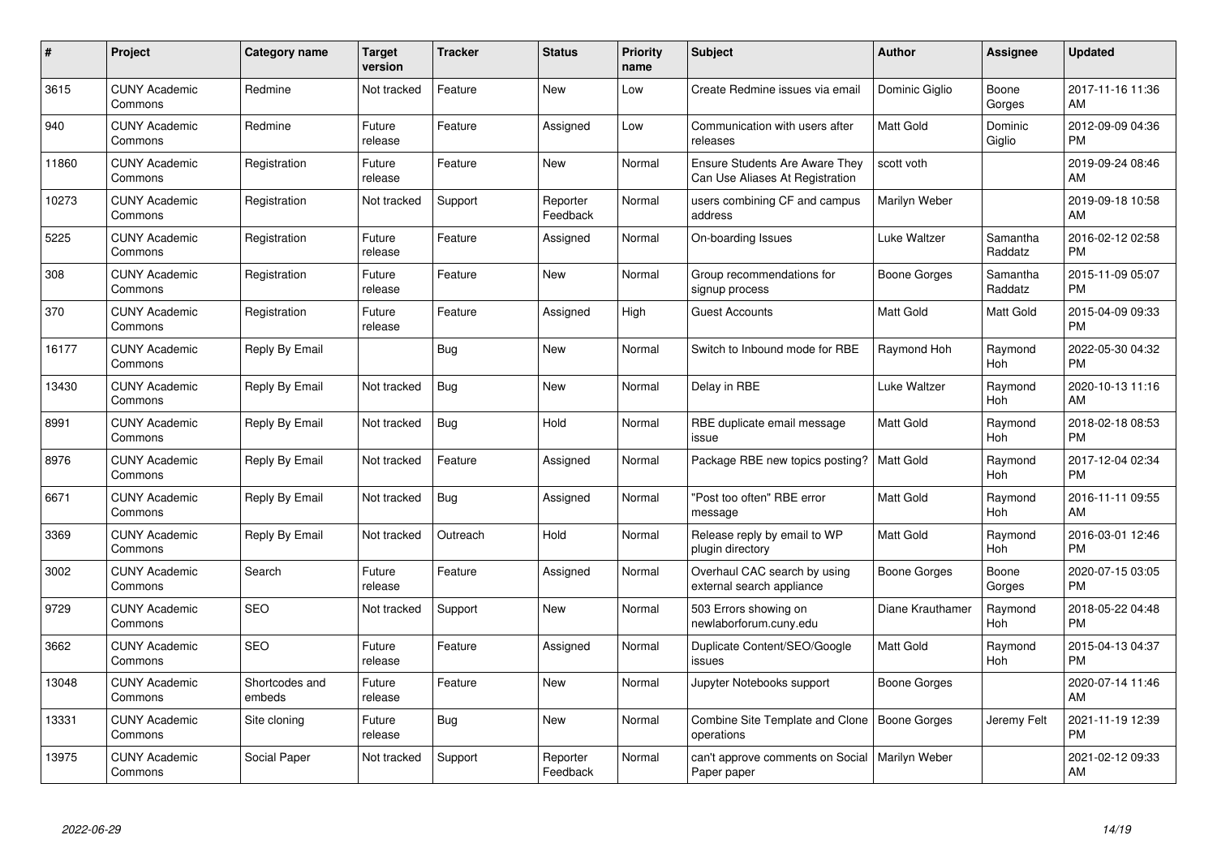| # | Project | Category name | Target version | Tracker | Status | Priority name | Subject | Author | Assignee | Updated |
| --- | --- | --- | --- | --- | --- | --- | --- | --- | --- | --- |
| 3615 | CUNY Academic Commons | Redmine | Not tracked | Feature | New | Low | Create Redmine issues via email | Dominic Giglio | Boone Gorges | 2017-11-16 11:36 AM |
| 940 | CUNY Academic Commons | Redmine | Future release | Feature | Assigned | Low | Communication with users after releases | Matt Gold | Dominic Giglio | 2012-09-09 04:36 PM |
| 11860 | CUNY Academic Commons | Registration | Future release | Feature | New | Normal | Ensure Students Are Aware They Can Use Aliases At Registration | scott voth | | 2019-09-24 08:46 AM |
| 10273 | CUNY Academic Commons | Registration | Not tracked | Support | Reporter Feedback | Normal | users combining CF and campus address | Marilyn Weber | | 2019-09-18 10:58 AM |
| 5225 | CUNY Academic Commons | Registration | Future release | Feature | Assigned | Normal | On-boarding Issues | Luke Waltzer | Samantha Raddatz | 2016-02-12 02:58 PM |
| 308 | CUNY Academic Commons | Registration | Future release | Feature | New | Normal | Group recommendations for signup process | Boone Gorges | Samantha Raddatz | 2015-11-09 05:07 PM |
| 370 | CUNY Academic Commons | Registration | Future release | Feature | Assigned | High | Guest Accounts | Matt Gold | Matt Gold | 2015-04-09 09:33 PM |
| 16177 | CUNY Academic Commons | Reply By Email | | Bug | New | Normal | Switch to Inbound mode for RBE | Raymond Hoh | Raymond Hoh | 2022-05-30 04:32 PM |
| 13430 | CUNY Academic Commons | Reply By Email | Not tracked | Bug | New | Normal | Delay in RBE | Luke Waltzer | Raymond Hoh | 2020-10-13 11:16 AM |
| 8991 | CUNY Academic Commons | Reply By Email | Not tracked | Bug | Hold | Normal | RBE duplicate email message issue | Matt Gold | Raymond Hoh | 2018-02-18 08:53 PM |
| 8976 | CUNY Academic Commons | Reply By Email | Not tracked | Feature | Assigned | Normal | Package RBE new topics posting? | Matt Gold | Raymond Hoh | 2017-12-04 02:34 PM |
| 6671 | CUNY Academic Commons | Reply By Email | Not tracked | Bug | Assigned | Normal | "Post too often" RBE error message | Matt Gold | Raymond Hoh | 2016-11-11 09:55 AM |
| 3369 | CUNY Academic Commons | Reply By Email | Not tracked | Outreach | Hold | Normal | Release reply by email to WP plugin directory | Matt Gold | Raymond Hoh | 2016-03-01 12:46 PM |
| 3002 | CUNY Academic Commons | Search | Future release | Feature | Assigned | Normal | Overhaul CAC search by using external search appliance | Boone Gorges | Boone Gorges | 2020-07-15 03:05 PM |
| 9729 | CUNY Academic Commons | SEO | Not tracked | Support | New | Normal | 503 Errors showing on newlaborforum.cuny.edu | Diane Krauthamer | Raymond Hoh | 2018-05-22 04:48 PM |
| 3662 | CUNY Academic Commons | SEO | Future release | Feature | Assigned | Normal | Duplicate Content/SEO/Google issues | Matt Gold | Raymond Hoh | 2015-04-13 04:37 PM |
| 13048 | CUNY Academic Commons | Shortcodes and embeds | Future release | Feature | New | Normal | Jupyter Notebooks support | Boone Gorges | | 2020-07-14 11:46 AM |
| 13331 | CUNY Academic Commons | Site cloning | Future release | Bug | New | Normal | Combine Site Template and Clone operations | Boone Gorges | Jeremy Felt | 2021-11-19 12:39 PM |
| 13975 | CUNY Academic Commons | Social Paper | Not tracked | Support | Reporter Feedback | Normal | can't approve comments on Social Paper paper | Marilyn Weber | | 2021-02-12 09:33 AM |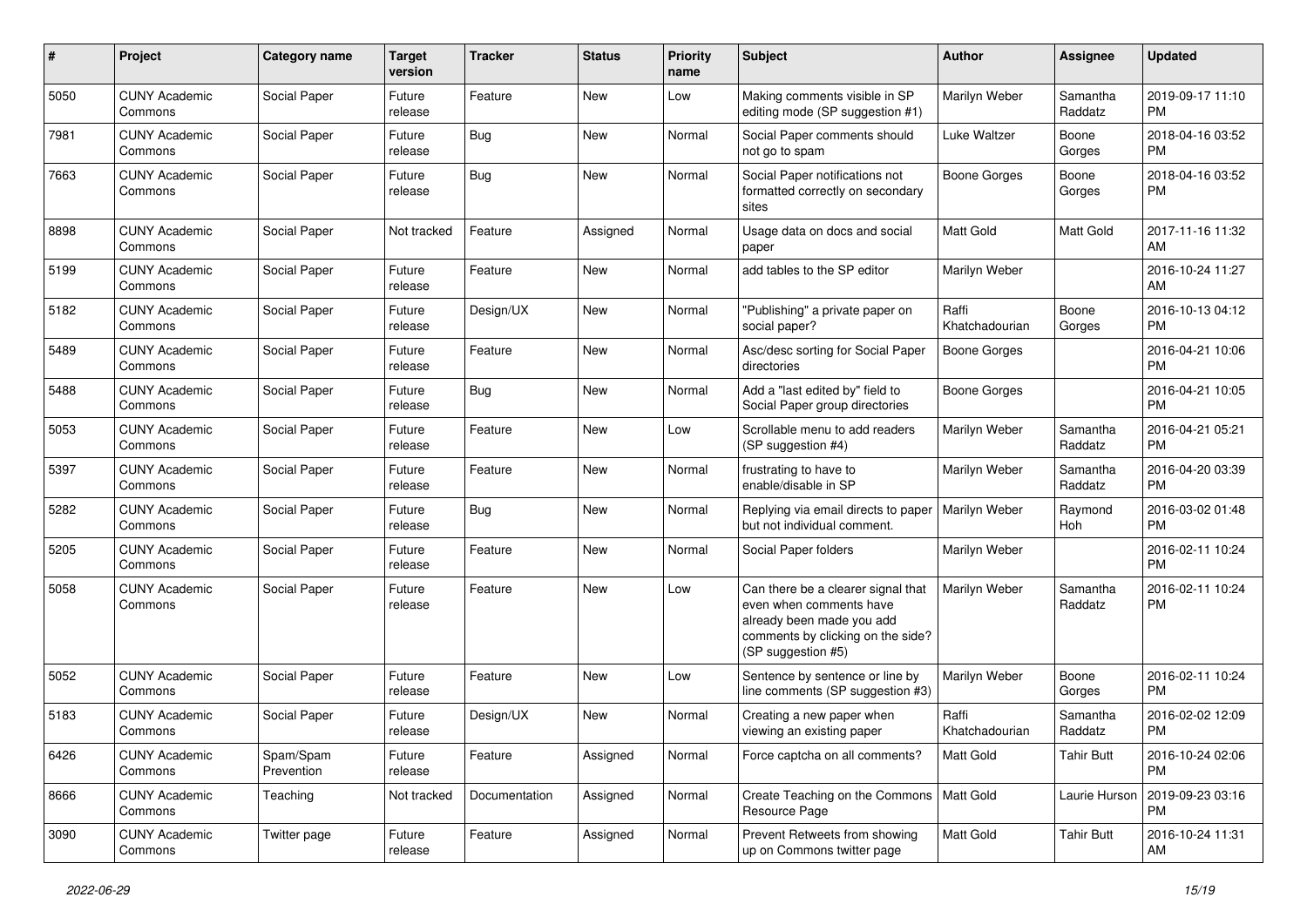| # | Project | Category name | Target version | Tracker | Status | Priority name | Subject | Author | Assignee | Updated |
|---|---|---|---|---|---|---|---|---|---|---|
| 5050 | CUNY Academic Commons | Social Paper | Future release | Feature | New | Low | Making comments visible in SP editing mode (SP suggestion #1) | Marilyn Weber | Samantha Raddatz | 2019-09-17 11:10 PM |
| 7981 | CUNY Academic Commons | Social Paper | Future release | Bug | New | Normal | Social Paper comments should not go to spam | Luke Waltzer | Boone Gorges | 2018-04-16 03:52 PM |
| 7663 | CUNY Academic Commons | Social Paper | Future release | Bug | New | Normal | Social Paper notifications not formatted correctly on secondary sites | Boone Gorges | Boone Gorges | 2018-04-16 03:52 PM |
| 8898 | CUNY Academic Commons | Social Paper | Not tracked | Feature | Assigned | Normal | Usage data on docs and social paper | Matt Gold | Matt Gold | 2017-11-16 11:32 AM |
| 5199 | CUNY Academic Commons | Social Paper | Future release | Feature | New | Normal | add tables to the SP editor | Marilyn Weber | | 2016-10-24 11:27 AM |
| 5182 | CUNY Academic Commons | Social Paper | Future release | Design/UX | New | Normal | "Publishing" a private paper on social paper? | Raffi Khatchadourian | Boone Gorges | 2016-10-13 04:12 PM |
| 5489 | CUNY Academic Commons | Social Paper | Future release | Feature | New | Normal | Asc/desc sorting for Social Paper directories | Boone Gorges | | 2016-04-21 10:06 PM |
| 5488 | CUNY Academic Commons | Social Paper | Future release | Bug | New | Normal | Add a "last edited by" field to Social Paper group directories | Boone Gorges | | 2016-04-21 10:05 PM |
| 5053 | CUNY Academic Commons | Social Paper | Future release | Feature | New | Low | Scrollable menu to add readers (SP suggestion #4) | Marilyn Weber | Samantha Raddatz | 2016-04-21 05:21 PM |
| 5397 | CUNY Academic Commons | Social Paper | Future release | Feature | New | Normal | frustrating to have to enable/disable in SP | Marilyn Weber | Samantha Raddatz | 2016-04-20 03:39 PM |
| 5282 | CUNY Academic Commons | Social Paper | Future release | Bug | New | Normal | Replying via email directs to paper but not individual comment. | Marilyn Weber | Raymond Hoh | 2016-03-02 01:48 PM |
| 5205 | CUNY Academic Commons | Social Paper | Future release | Feature | New | Normal | Social Paper folders | Marilyn Weber | | 2016-02-11 10:24 PM |
| 5058 | CUNY Academic Commons | Social Paper | Future release | Feature | New | Low | Can there be a clearer signal that even when comments have already been made you add comments by clicking on the side? (SP suggestion #5) | Marilyn Weber | Samantha Raddatz | 2016-02-11 10:24 PM |
| 5052 | CUNY Academic Commons | Social Paper | Future release | Feature | New | Low | Sentence by sentence or line by line comments (SP suggestion #3) | Marilyn Weber | Boone Gorges | 2016-02-11 10:24 PM |
| 5183 | CUNY Academic Commons | Social Paper | Future release | Design/UX | New | Normal | Creating a new paper when viewing an existing paper | Raffi Khatchadourian | Samantha Raddatz | 2016-02-02 12:09 PM |
| 6426 | CUNY Academic Commons | Spam/Spam Prevention | Future release | Feature | Assigned | Normal | Force captcha on all comments? | Matt Gold | Tahir Butt | 2016-10-24 02:06 PM |
| 8666 | CUNY Academic Commons | Teaching | Not tracked | Documentation | Assigned | Normal | Create Teaching on the Commons Resource Page | Matt Gold | Laurie Hurson | 2019-09-23 03:16 PM |
| 3090 | CUNY Academic Commons | Twitter page | Future release | Feature | Assigned | Normal | Prevent Retweets from showing up on Commons twitter page | Matt Gold | Tahir Butt | 2016-10-24 11:31 AM |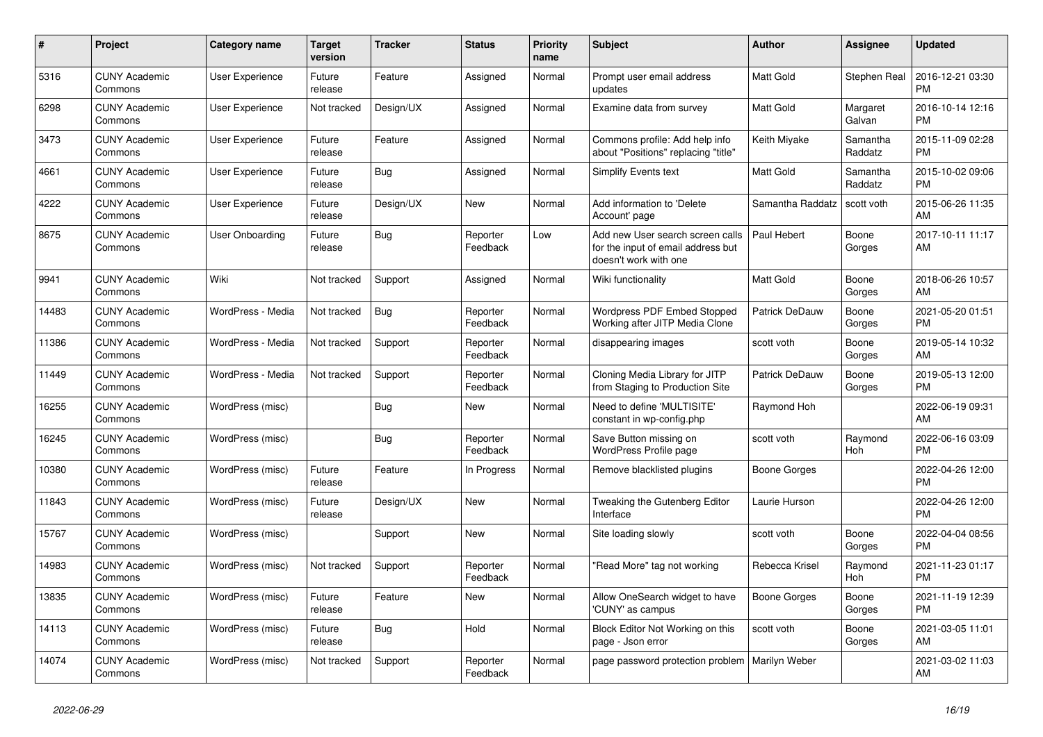| # | Project | Category name | Target version | Tracker | Status | Priority name | Subject | Author | Assignee | Updated |
|---|---|---|---|---|---|---|---|---|---|---|
| 5316 | CUNY Academic Commons | User Experience | Future release | Feature | Assigned | Normal | Prompt user email address updates | Matt Gold | Stephen Real | 2016-12-21 03:30 PM |
| 6298 | CUNY Academic Commons | User Experience | Not tracked | Design/UX | Assigned | Normal | Examine data from survey | Matt Gold | Margaret Galvan | 2016-10-14 12:16 PM |
| 3473 | CUNY Academic Commons | User Experience | Future release | Feature | Assigned | Normal | Commons profile: Add help info about "Positions" replacing "title" | Keith Miyake | Samantha Raddatz | 2015-11-09 02:28 PM |
| 4661 | CUNY Academic Commons | User Experience | Future release | Bug | Assigned | Normal | Simplify Events text | Matt Gold | Samantha Raddatz | 2015-10-02 09:06 PM |
| 4222 | CUNY Academic Commons | User Experience | Future release | Design/UX | New | Normal | Add information to 'Delete Account' page | Samantha Raddatz | scott voth | 2015-06-26 11:35 AM |
| 8675 | CUNY Academic Commons | User Onboarding | Future release | Bug | Reporter Feedback | Low | Add new User search screen calls for the input of email address but doesn't work with one | Paul Hebert | Boone Gorges | 2017-10-11 11:17 AM |
| 9941 | CUNY Academic Commons | Wiki | Not tracked | Support | Assigned | Normal | Wiki functionality | Matt Gold | Boone Gorges | 2018-06-26 10:57 AM |
| 14483 | CUNY Academic Commons | WordPress - Media | Not tracked | Bug | Reporter Feedback | Normal | Wordpress PDF Embed Stopped Working after JITP Media Clone | Patrick DeDauw | Boone Gorges | 2021-05-20 01:51 PM |
| 11386 | CUNY Academic Commons | WordPress - Media | Not tracked | Support | Reporter Feedback | Normal | disappearing images | scott voth | Boone Gorges | 2019-05-14 10:32 AM |
| 11449 | CUNY Academic Commons | WordPress - Media | Not tracked | Support | Reporter Feedback | Normal | Cloning Media Library for JITP from Staging to Production Site | Patrick DeDauw | Boone Gorges | 2019-05-13 12:00 PM |
| 16255 | CUNY Academic Commons | WordPress (misc) | | Bug | New | Normal | Need to define 'MULTISITE' constant in wp-config.php | Raymond Hoh | | 2022-06-19 09:31 AM |
| 16245 | CUNY Academic Commons | WordPress (misc) | | Bug | Reporter Feedback | Normal | Save Button missing on WordPress Profile page | scott voth | Raymond Hoh | 2022-06-16 03:09 PM |
| 10380 | CUNY Academic Commons | WordPress (misc) | Future release | Feature | In Progress | Normal | Remove blacklisted plugins | Boone Gorges | | 2022-04-26 12:00 PM |
| 11843 | CUNY Academic Commons | WordPress (misc) | Future release | Design/UX | New | Normal | Tweaking the Gutenberg Editor Interface | Laurie Hurson | | 2022-04-26 12:00 PM |
| 15767 | CUNY Academic Commons | WordPress (misc) | | Support | New | Normal | Site loading slowly | scott voth | Boone Gorges | 2022-04-04 08:56 PM |
| 14983 | CUNY Academic Commons | WordPress (misc) | Not tracked | Support | Reporter Feedback | Normal | "Read More" tag not working | Rebecca Krisel | Raymond Hoh | 2021-11-23 01:17 PM |
| 13835 | CUNY Academic Commons | WordPress (misc) | Future release | Feature | New | Normal | Allow OneSearch widget to have 'CUNY' as campus | Boone Gorges | Boone Gorges | 2021-11-19 12:39 PM |
| 14113 | CUNY Academic Commons | WordPress (misc) | Future release | Bug | Hold | Normal | Block Editor Not Working on this page - Json error | scott voth | Boone Gorges | 2021-03-05 11:01 AM |
| 14074 | CUNY Academic Commons | WordPress (misc) | Not tracked | Support | Reporter Feedback | Normal | page password protection problem | Marilyn Weber | | 2021-03-02 11:03 AM |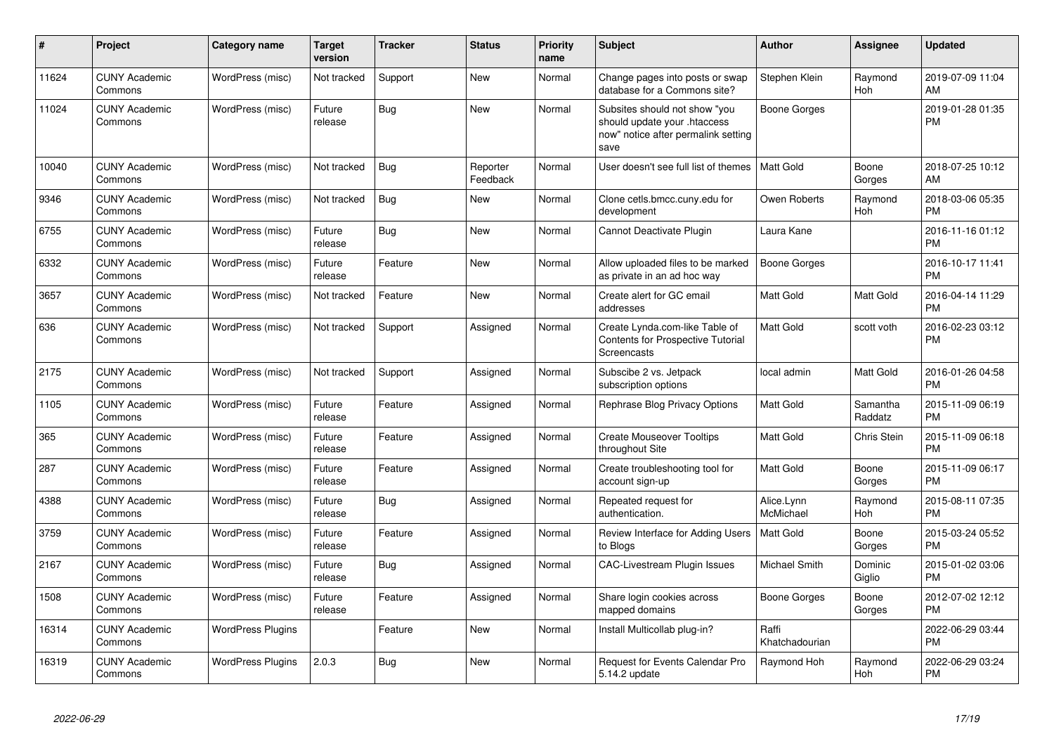| # | Project | Category name | Target version | Tracker | Status | Priority name | Subject | Author | Assignee | Updated |
|---|---|---|---|---|---|---|---|---|---|---|
| 11624 | CUNY Academic Commons | WordPress (misc) | Not tracked | Support | New | Normal | Change pages into posts or swap database for a Commons site? | Stephen Klein | Raymond Hoh | 2019-07-09 11:04 AM |
| 11024 | CUNY Academic Commons | WordPress (misc) | Future release | Bug | New | Normal | Subsites should not show "you should update your .htaccess now" notice after permalink setting save | Boone Gorges | | 2019-01-28 01:35 PM |
| 10040 | CUNY Academic Commons | WordPress (misc) | Not tracked | Bug | Reporter Feedback | Normal | User doesn't see full list of themes | Matt Gold | Boone Gorges | 2018-07-25 10:12 AM |
| 9346 | CUNY Academic Commons | WordPress (misc) | Not tracked | Bug | New | Normal | Clone cetls.bmcc.cuny.edu for development | Owen Roberts | Raymond Hoh | 2018-03-06 05:35 PM |
| 6755 | CUNY Academic Commons | WordPress (misc) | Future release | Bug | New | Normal | Cannot Deactivate Plugin | Laura Kane | | 2016-11-16 01:12 PM |
| 6332 | CUNY Academic Commons | WordPress (misc) | Future release | Feature | New | Normal | Allow uploaded files to be marked as private in an ad hoc way | Boone Gorges | | 2016-10-17 11:41 PM |
| 3657 | CUNY Academic Commons | WordPress (misc) | Not tracked | Feature | New | Normal | Create alert for GC email addresses | Matt Gold | Matt Gold | 2016-04-14 11:29 PM |
| 636 | CUNY Academic Commons | WordPress (misc) | Not tracked | Support | Assigned | Normal | Create Lynda.com-like Table of Contents for Prospective Tutorial Screencasts | Matt Gold | scott voth | 2016-02-23 03:12 PM |
| 2175 | CUNY Academic Commons | WordPress (misc) | Not tracked | Support | Assigned | Normal | Subscibe 2 vs. Jetpack subscription options | local admin | Matt Gold | 2016-01-26 04:58 PM |
| 1105 | CUNY Academic Commons | WordPress (misc) | Future release | Feature | Assigned | Normal | Rephrase Blog Privacy Options | Matt Gold | Samantha Raddatz | 2015-11-09 06:19 PM |
| 365 | CUNY Academic Commons | WordPress (misc) | Future release | Feature | Assigned | Normal | Create Mouseover Tooltips throughout Site | Matt Gold | Chris Stein | 2015-11-09 06:18 PM |
| 287 | CUNY Academic Commons | WordPress (misc) | Future release | Feature | Assigned | Normal | Create troubleshooting tool for account sign-up | Matt Gold | Boone Gorges | 2015-11-09 06:17 PM |
| 4388 | CUNY Academic Commons | WordPress (misc) | Future release | Bug | Assigned | Normal | Repeated request for authentication. | Alice.Lynn McMichael | Raymond Hoh | 2015-08-11 07:35 PM |
| 3759 | CUNY Academic Commons | WordPress (misc) | Future release | Feature | Assigned | Normal | Review Interface for Adding Users to Blogs | Matt Gold | Boone Gorges | 2015-03-24 05:52 PM |
| 2167 | CUNY Academic Commons | WordPress (misc) | Future release | Bug | Assigned | Normal | CAC-Livestream Plugin Issues | Michael Smith | Dominic Giglio | 2015-01-02 03:06 PM |
| 1508 | CUNY Academic Commons | WordPress (misc) | Future release | Feature | Assigned | Normal | Share login cookies across mapped domains | Boone Gorges | Boone Gorges | 2012-07-02 12:12 PM |
| 16314 | CUNY Academic Commons | WordPress Plugins | | Feature | New | Normal | Install Multicollab plug-in? | Raffi Khatchadourian | | 2022-06-29 03:44 PM |
| 16319 | CUNY Academic Commons | WordPress Plugins | 2.0.3 | Bug | New | Normal | Request for Events Calendar Pro 5.14.2 update | Raymond Hoh | Raymond Hoh | 2022-06-29 03:24 PM |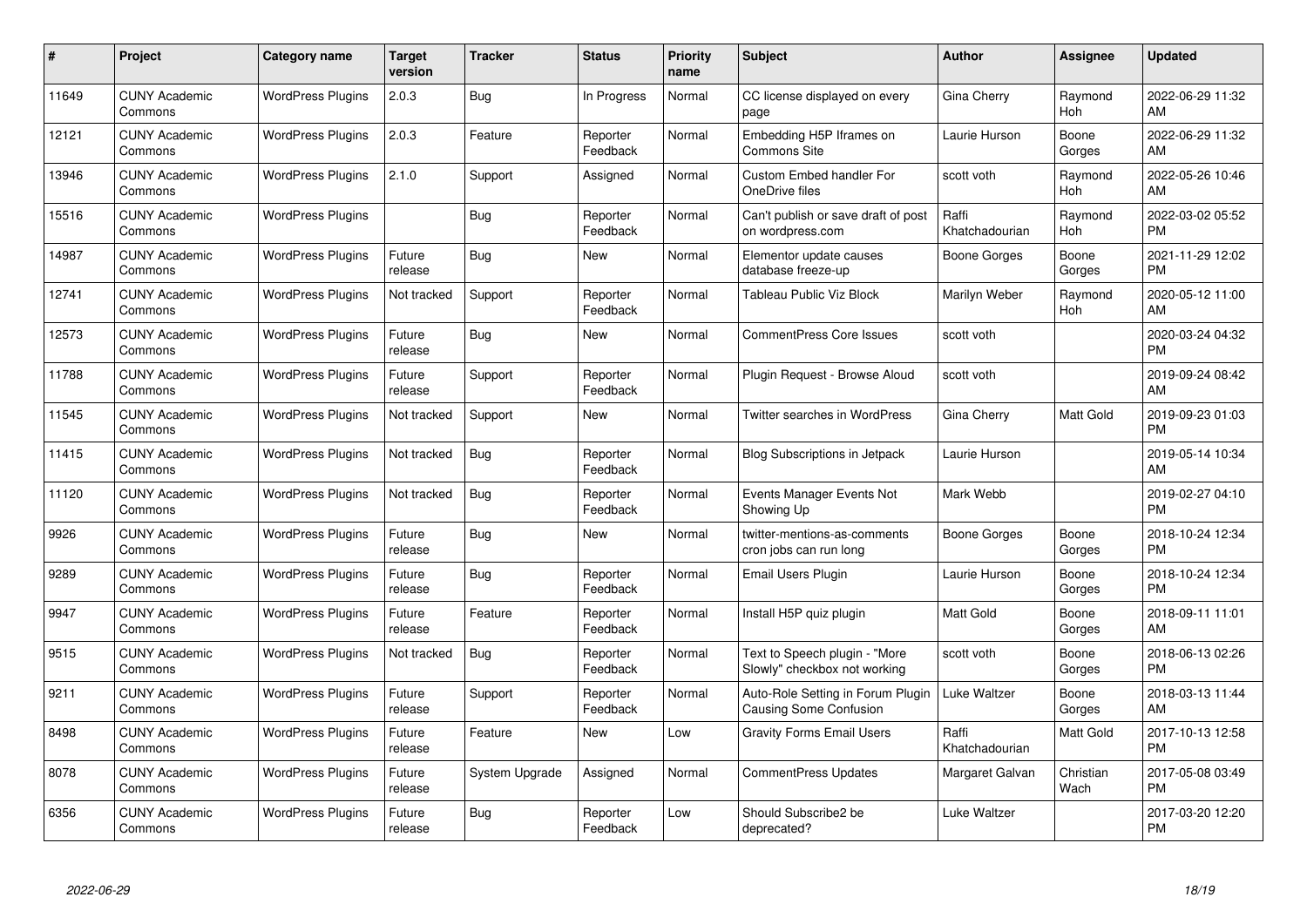| # | Project | Category name | Target version | Tracker | Status | Priority name | Subject | Author | Assignee | Updated |
|---|---|---|---|---|---|---|---|---|---|---|
| 11649 | CUNY Academic Commons | WordPress Plugins | 2.0.3 | Bug | In Progress | Normal | CC license displayed on every page | Gina Cherry | Raymond Hoh | 2022-06-29 11:32 AM |
| 12121 | CUNY Academic Commons | WordPress Plugins | 2.0.3 | Feature | Reporter Feedback | Normal | Embedding H5P Iframes on Commons Site | Laurie Hurson | Boone Gorges | 2022-06-29 11:32 AM |
| 13946 | CUNY Academic Commons | WordPress Plugins | 2.1.0 | Support | Assigned | Normal | Custom Embed handler For OneDrive files | scott voth | Raymond Hoh | 2022-05-26 10:46 AM |
| 15516 | CUNY Academic Commons | WordPress Plugins | | Bug | Reporter Feedback | Normal | Can't publish or save draft of post on wordpress.com | Raffi Khatchadourian | Raymond Hoh | 2022-03-02 05:52 PM |
| 14987 | CUNY Academic Commons | WordPress Plugins | Future release | Bug | New | Normal | Elementor update causes database freeze-up | Boone Gorges | Boone Gorges | 2021-11-29 12:02 PM |
| 12741 | CUNY Academic Commons | WordPress Plugins | Not tracked | Support | Reporter Feedback | Normal | Tableau Public Viz Block | Marilyn Weber | Raymond Hoh | 2020-05-12 11:00 AM |
| 12573 | CUNY Academic Commons | WordPress Plugins | Future release | Bug | New | Normal | CommentPress Core Issues | scott voth | | 2020-03-24 04:32 PM |
| 11788 | CUNY Academic Commons | WordPress Plugins | Future release | Support | Reporter Feedback | Normal | Plugin Request - Browse Aloud | scott voth | | 2019-09-24 08:42 AM |
| 11545 | CUNY Academic Commons | WordPress Plugins | Not tracked | Support | New | Normal | Twitter searches in WordPress | Gina Cherry | Matt Gold | 2019-09-23 01:03 PM |
| 11415 | CUNY Academic Commons | WordPress Plugins | Not tracked | Bug | Reporter Feedback | Normal | Blog Subscriptions in Jetpack | Laurie Hurson | | 2019-05-14 10:34 AM |
| 11120 | CUNY Academic Commons | WordPress Plugins | Not tracked | Bug | Reporter Feedback | Normal | Events Manager Events Not Showing Up | Mark Webb | | 2019-02-27 04:10 PM |
| 9926 | CUNY Academic Commons | WordPress Plugins | Future release | Bug | New | Normal | twitter-mentions-as-comments cron jobs can run long | Boone Gorges | Boone Gorges | 2018-10-24 12:34 PM |
| 9289 | CUNY Academic Commons | WordPress Plugins | Future release | Bug | Reporter Feedback | Normal | Email Users Plugin | Laurie Hurson | Boone Gorges | 2018-10-24 12:34 PM |
| 9947 | CUNY Academic Commons | WordPress Plugins | Future release | Feature | Reporter Feedback | Normal | Install H5P quiz plugin | Matt Gold | Boone Gorges | 2018-09-11 11:01 AM |
| 9515 | CUNY Academic Commons | WordPress Plugins | Not tracked | Bug | Reporter Feedback | Normal | Text to Speech plugin - "More Slowly" checkbox not working | scott voth | Boone Gorges | 2018-06-13 02:26 PM |
| 9211 | CUNY Academic Commons | WordPress Plugins | Future release | Support | Reporter Feedback | Normal | Auto-Role Setting in Forum Plugin Causing Some Confusion | Luke Waltzer | Boone Gorges | 2018-03-13 11:44 AM |
| 8498 | CUNY Academic Commons | WordPress Plugins | Future release | Feature | New | Low | Gravity Forms Email Users | Raffi Khatchadourian | Matt Gold | 2017-10-13 12:58 PM |
| 8078 | CUNY Academic Commons | WordPress Plugins | Future release | System Upgrade | Assigned | Normal | CommentPress Updates | Margaret Galvan | Christian Wach | 2017-05-08 03:49 PM |
| 6356 | CUNY Academic Commons | WordPress Plugins | Future release | Bug | Reporter Feedback | Low | Should Subscribe2 be deprecated? | Luke Waltzer | | 2017-03-20 12:20 PM |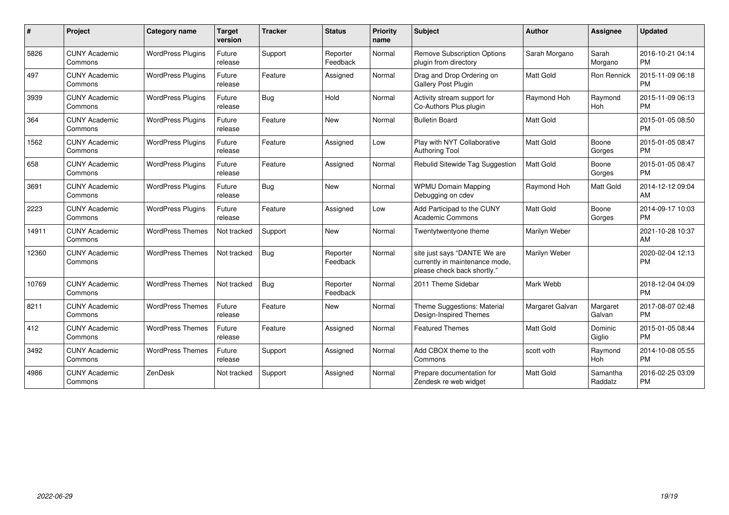| # | Project | Category name | Target version | Tracker | Status | Priority name | Subject | Author | Assignee | Updated |
|---|---|---|---|---|---|---|---|---|---|---|
| 5826 | CUNY Academic Commons | WordPress Plugins | Future release | Support | Reporter Feedback | Normal | Remove Subscription Options plugin from directory | Sarah Morgano | Sarah Morgano | 2016-10-21 04:14 PM |
| 497 | CUNY Academic Commons | WordPress Plugins | Future release | Feature | Assigned | Normal | Drag and Drop Ordering on Gallery Post Plugin | Matt Gold | Ron Rennick | 2015-11-09 06:18 PM |
| 3939 | CUNY Academic Commons | WordPress Plugins | Future release | Bug | Hold | Normal | Activity stream support for Co-Authors Plus plugin | Raymond Hoh | Raymond Hoh | 2015-11-09 06:13 PM |
| 364 | CUNY Academic Commons | WordPress Plugins | Future release | Feature | New | Normal | Bulletin Board | Matt Gold | | 2015-01-05 08:50 PM |
| 1562 | CUNY Academic Commons | WordPress Plugins | Future release | Feature | Assigned | Low | Play with NYT Collaborative Authoring Tool | Matt Gold | Boone Gorges | 2015-01-05 08:47 PM |
| 658 | CUNY Academic Commons | WordPress Plugins | Future release | Feature | Assigned | Normal | Rebulid Sitewide Tag Suggestion | Matt Gold | Boone Gorges | 2015-01-05 08:47 PM |
| 3691 | CUNY Academic Commons | WordPress Plugins | Future release | Bug | New | Normal | WPMU Domain Mapping Debugging on cdev | Raymond Hoh | Matt Gold | 2014-12-12 09:04 AM |
| 2223 | CUNY Academic Commons | WordPress Plugins | Future release | Feature | Assigned | Low | Add Participad to the CUNY Academic Commons | Matt Gold | Boone Gorges | 2014-09-17 10:03 PM |
| 14911 | CUNY Academic Commons | WordPress Themes | Not tracked | Support | New | Normal | Twentytwentyone theme | Marilyn Weber | | 2021-10-28 10:37 AM |
| 12360 | CUNY Academic Commons | WordPress Themes | Not tracked | Bug | Reporter Feedback | Normal | site just says "DANTE We are currently in maintenance mode, please check back shortly." | Marilyn Weber | | 2020-02-04 12:13 PM |
| 10769 | CUNY Academic Commons | WordPress Themes | Not tracked | Bug | Reporter Feedback | Normal | 2011 Theme Sidebar | Mark Webb | | 2018-12-04 04:09 PM |
| 8211 | CUNY Academic Commons | WordPress Themes | Future release | Feature | New | Normal | Theme Suggestions: Material Design-Inspired Themes | Margaret Galvan | Margaret Galvan | 2017-08-07 02:48 PM |
| 412 | CUNY Academic Commons | WordPress Themes | Future release | Feature | Assigned | Normal | Featured Themes | Matt Gold | Dominic Giglio | 2015-01-05 08:44 PM |
| 3492 | CUNY Academic Commons | WordPress Themes | Future release | Support | Assigned | Normal | Add CBOX theme to the Commons | scott voth | Raymond Hoh | 2014-10-08 05:55 PM |
| 4986 | CUNY Academic Commons | ZenDesk | Not tracked | Support | Assigned | Normal | Prepare documentation for Zendesk re web widget | Matt Gold | Samantha Raddatz | 2016-02-25 03:09 PM |